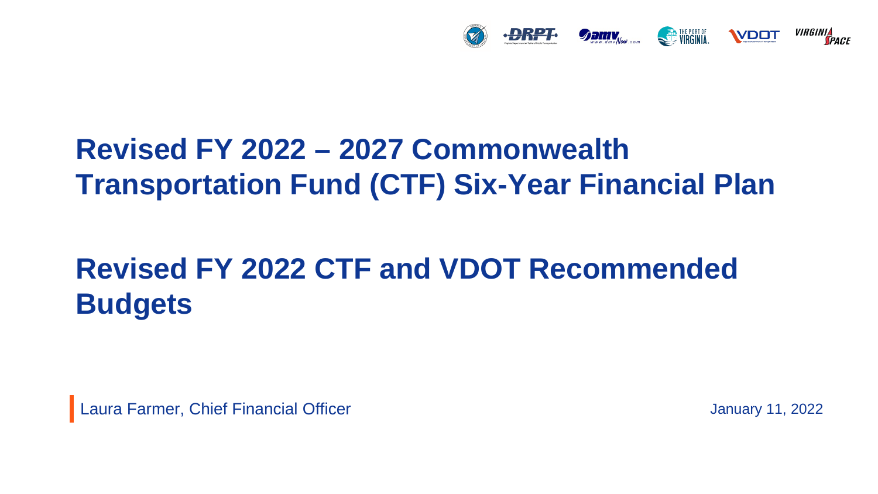# Revised FY 2022 – 2027 Commonwealth Transportation Fund (CTF) Six-Year Financial Plan

# Revised FY 2022 CTF and VDOT Recommended Budgets

Laura Farmer, Chief Financial Officer

January 11, 2022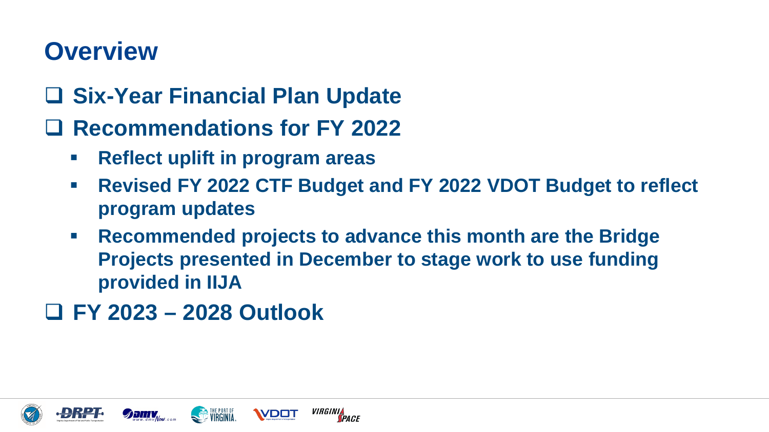# Overview

- Six-Year Financial Plan Update
- Recommendations for FY 2022
  - Reflect uplift in program areas
  - Revised FY 2022 CTF Budget and FY 2022 VDOT Budget to reflect program updates
  - Recommended projects to advance this month are the Bridge Projects presented in December to stage work to use funding provided in IIJA
- FY 2023 – 2028 Outlook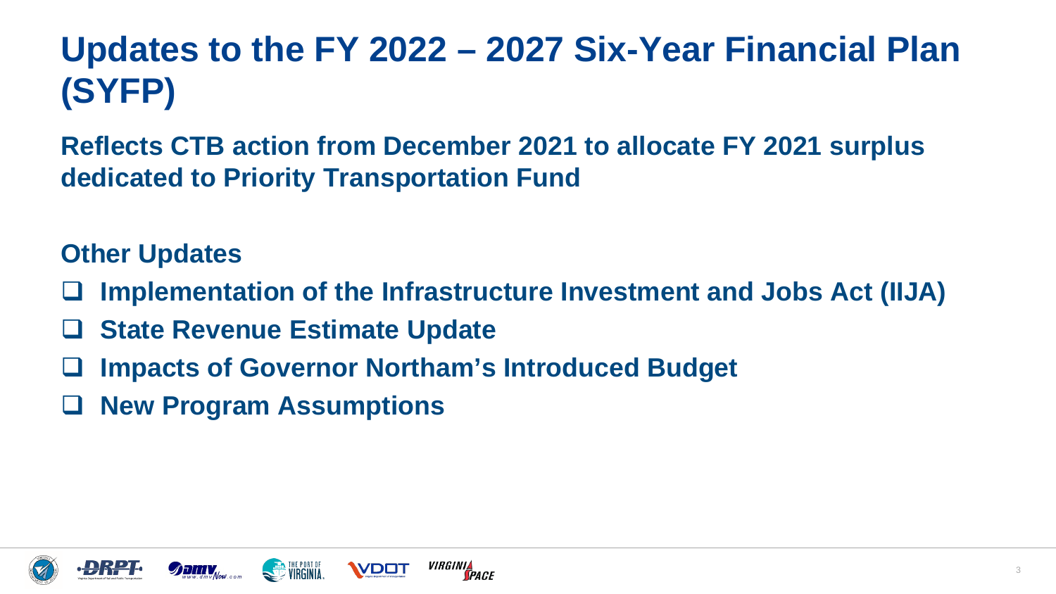# Updates to the FY 2022 – 2027 Six-Year Financial Plan (SYFP)

**Reflects CTB action from December 2021 to allocate FY 2021 surplus dedicated to Priority Transportation Fund**

## Other Updates

- [ ] **Implementation of the Infrastructure Investment and Jobs Act (IIJA)**
- [ ] **State Revenue Estimate Update**
- [ ] **Impacts of Governor Northam's Introduced Budget**
- [ ] **New Program Assumptions**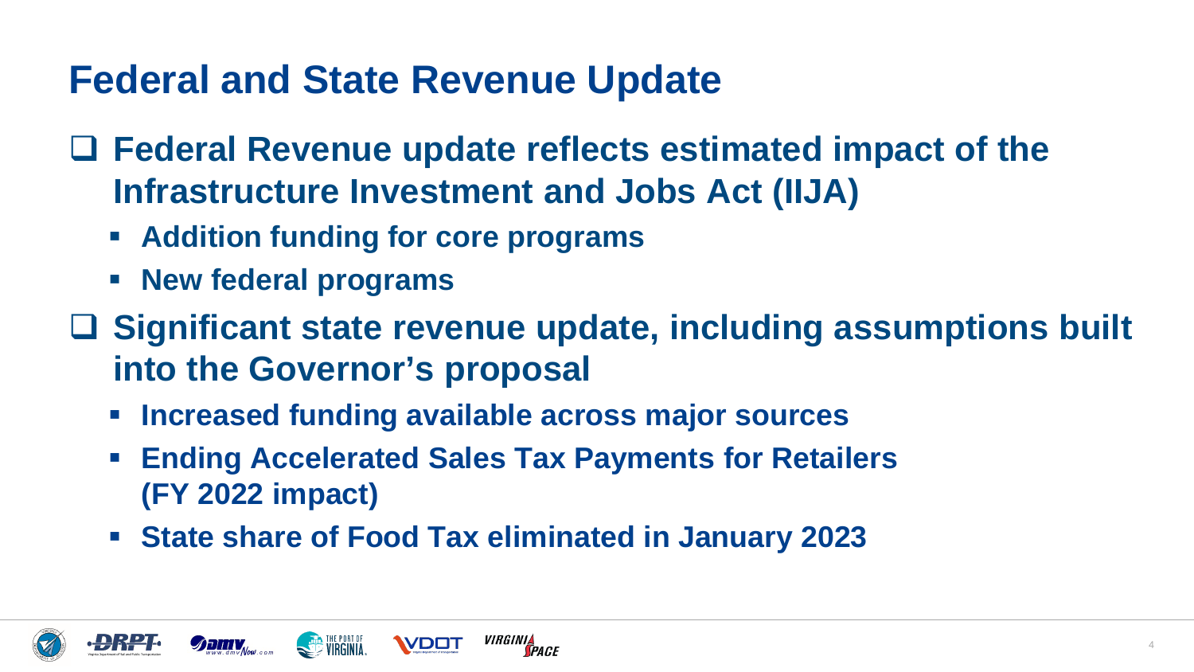# Federal and State Revenue Update

- **Federal Revenue update reflects estimated impact of the Infrastructure Investment and Jobs Act (IIJA)**
  - **Addition funding for core programs**
  - **New federal programs**
- **Significant state revenue update, including assumptions built into the Governor's proposal**
  - **Increased funding available across major sources**
  - **Ending Accelerated Sales Tax Payments for Retailers (FY 2022 impact)**
  - **State share of Food Tax eliminated in January 2023**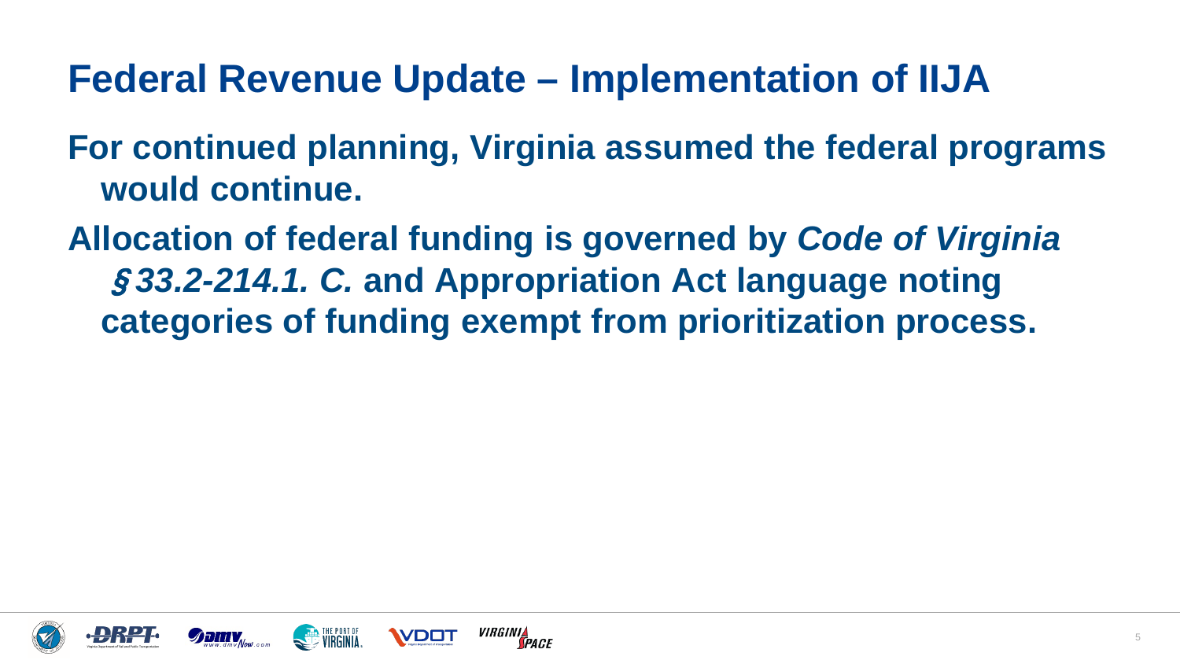# Federal Revenue Update – Implementation of IIJA

**For continued planning, Virginia assumed the federal programs would continue.**

**Allocation of federal funding is governed by *Code of Virginia §33.2-214.1. C.* and Appropriation Act language noting categories of funding exempt from prioritization process.**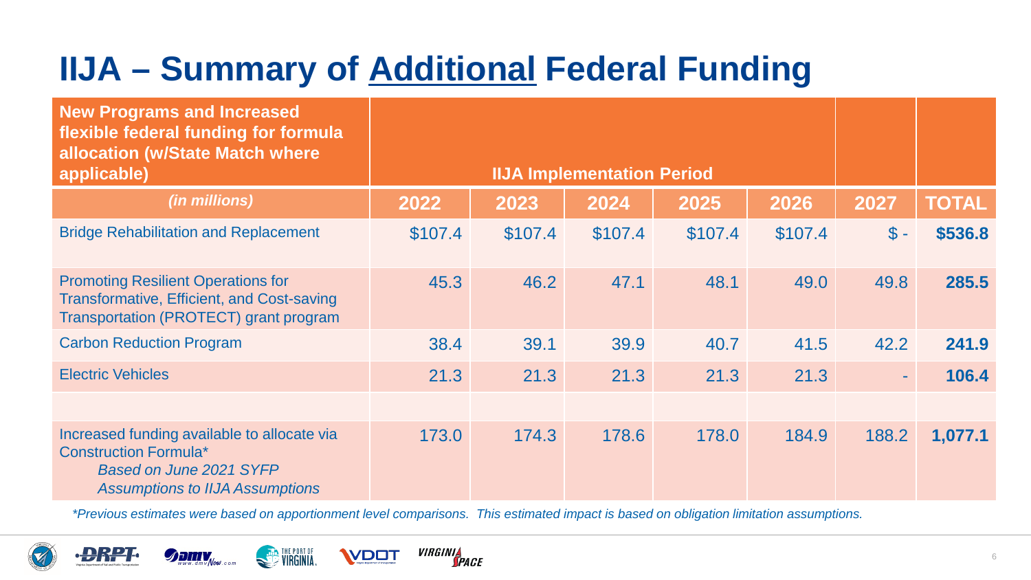# IIJA – Summary of Additional Federal Funding

| New Programs and Increased flexible federal funding for formula allocation (w/State Match where applicable) | IIJA Implementation Period | | | | | | |
|---|---|---|---|---|---|---|---|
| *(in millions)* | 2022 | 2023 | 2024 | 2025 | 2026 | 2027 | TOTAL |
| Bridge Rehabilitation and Replacement | $107.4 | $107.4 | $107.4 | $107.4 | $107.4 | $ - | **$536.8** |
| Promoting Resilient Operations for Transformative, Efficient, and Cost-saving Transportation (PROTECT) grant program | 45.3 | 46.2 | 47.1 | 48.1 | 49.0 | 49.8 | **285.5** |
| Carbon Reduction Program | 38.4 | 39.1 | 39.9 | 40.7 | 41.5 | 42.2 | **241.9** |
| Electric Vehicles | 21.3 | 21.3 | 21.3 | 21.3 | 21.3 | - | **106.4** |
| | | | | | | | |
| Increased funding available to allocate via Construction Formula* *Based on June 2021 SYFP Assumptions to IIJA Assumptions* | 173.0 | 174.3 | 178.6 | 178.0 | 184.9 | 188.2 | **1,077.1** |

*\*Previous estimates were based on apportionment level comparisons. This estimated impact is based on obligation limitation assumptions.*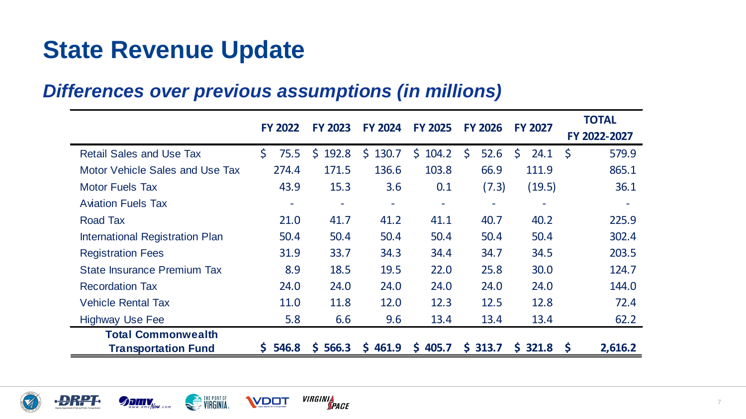# State Revenue Update

## *Differences over previous assumptions (in millions)*

| | FY 2022 | FY 2023 | FY 2024 | FY 2025 | FY 2026 | FY 2027 | TOTAL FY 2022-2027 |
|---|---|---|---|---|---|---|---|
| Retail Sales and Use Tax | $ 75.5 | $ 192.8 | $ 130.7 | $ 104.2 | $ 52.6 | $ 24.1 | $ 579.9 |
| Motor Vehicle Sales and Use Tax | 274.4 | 171.5 | 136.6 | 103.8 | 66.9 | 111.9 | 865.1 |
| Motor Fuels Tax | 43.9 | 15.3 | 3.6 | 0.1 | (7.3) | (19.5) | 36.1 |
| Aviation Fuels Tax | - | - | - | - | - | - | - |
| Road Tax | 21.0 | 41.7 | 41.2 | 41.1 | 40.7 | 40.2 | 225.9 |
| International Registration Plan | 50.4 | 50.4 | 50.4 | 50.4 | 50.4 | 50.4 | 302.4 |
| Registration Fees | 31.9 | 33.7 | 34.3 | 34.4 | 34.7 | 34.5 | 203.5 |
| State Insurance Premium Tax | 8.9 | 18.5 | 19.5 | 22.0 | 25.8 | 30.0 | 124.7 |
| Recordation Tax | 24.0 | 24.0 | 24.0 | 24.0 | 24.0 | 24.0 | 144.0 |
| Vehicle Rental Tax | 11.0 | 11.8 | 12.0 | 12.3 | 12.5 | 12.8 | 72.4 |
| Highway Use Fee | 5.8 | 6.6 | 9.6 | 13.4 | 13.4 | 13.4 | 62.2 |
| **Total Commonwealth Transportation Fund** | **$ 546.8** | **$ 566.3** | **$ 461.9** | **$ 405.7** | **$ 313.7** | **$ 321.8** | **$ 2,616.2** |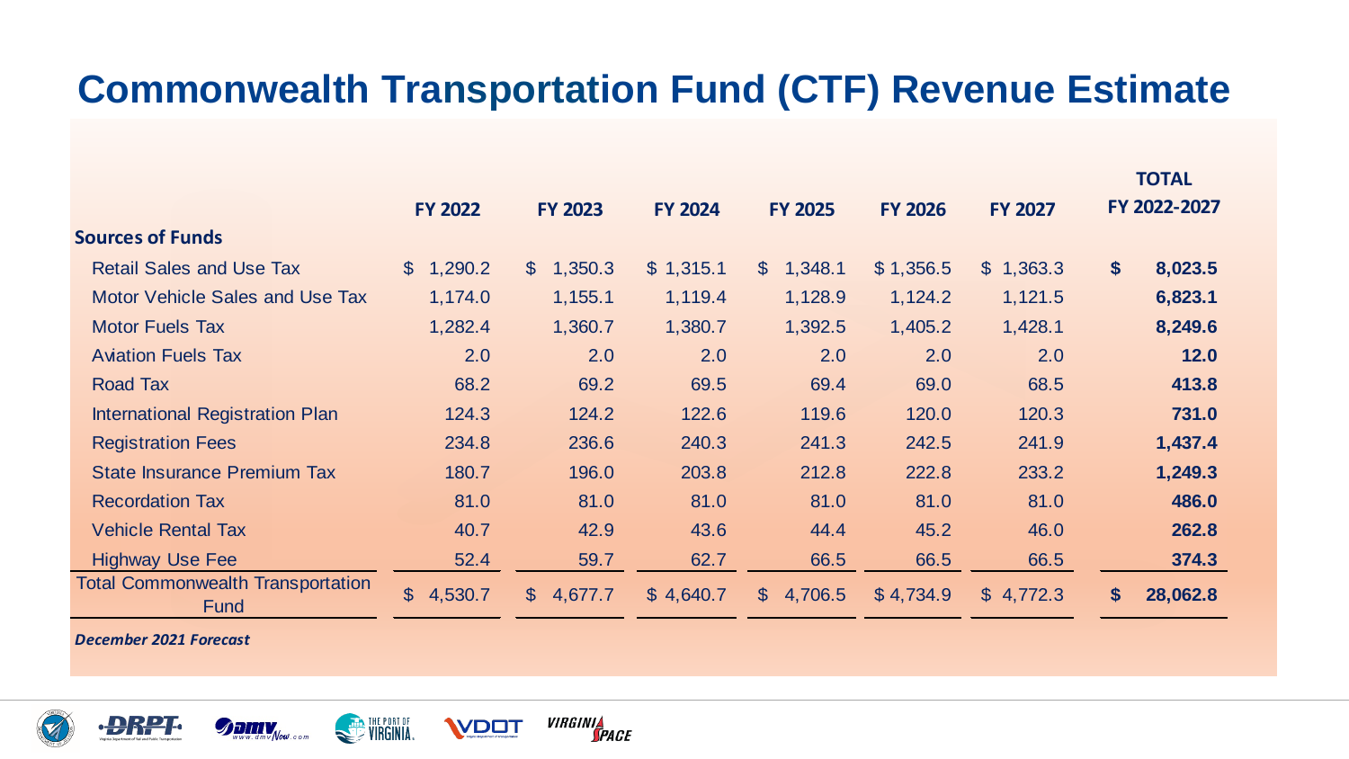# Commonwealth Transportation Fund (CTF) Revenue Estimate

| Sources of Funds | FY 2022 | FY 2023 | FY 2024 | FY 2025 | FY 2026 | FY 2027 | TOTAL FY 2022-2027 |
|---|---|---|---|---|---|---|---|
| Retail Sales and Use Tax | $ 1,290.2 | $ 1,350.3 | $ 1,315.1 | $ 1,348.1 | $ 1,356.5 | $ 1,363.3 | **$ 8,023.5** |
| Motor Vehicle Sales and Use Tax | 1,174.0 | 1,155.1 | 1,119.4 | 1,128.9 | 1,124.2 | 1,121.5 | **6,823.1** |
| Motor Fuels Tax | 1,282.4 | 1,360.7 | 1,380.7 | 1,392.5 | 1,405.2 | 1,428.1 | **8,249.6** |
| Aviation Fuels Tax | 2.0 | 2.0 | 2.0 | 2.0 | 2.0 | 2.0 | **12.0** |
| Road Tax | 68.2 | 69.2 | 69.5 | 69.4 | 69.0 | 68.5 | **413.8** |
| International Registration Plan | 124.3 | 124.2 | 122.6 | 119.6 | 120.0 | 120.3 | **731.0** |
| Registration Fees | 234.8 | 236.6 | 240.3 | 241.3 | 242.5 | 241.9 | **1,437.4** |
| State Insurance Premium Tax | 180.7 | 196.0 | 203.8 | 212.8 | 222.8 | 233.2 | **1,249.3** |
| Recordation Tax | 81.0 | 81.0 | 81.0 | 81.0 | 81.0 | 81.0 | **486.0** |
| Vehicle Rental Tax | 40.7 | 42.9 | 43.6 | 44.4 | 45.2 | 46.0 | **262.8** |
| Highway Use Fee | 52.4 | 59.7 | 62.7 | 66.5 | 66.5 | 66.5 | **374.3** |
| Total Commonwealth Transportation Fund | $ 4,530.7 | $ 4,677.7 | $ 4,640.7 | $ 4,706.5 | $ 4,734.9 | $ 4,772.3 | **$ 28,062.8** |

***December 2021 Forecast***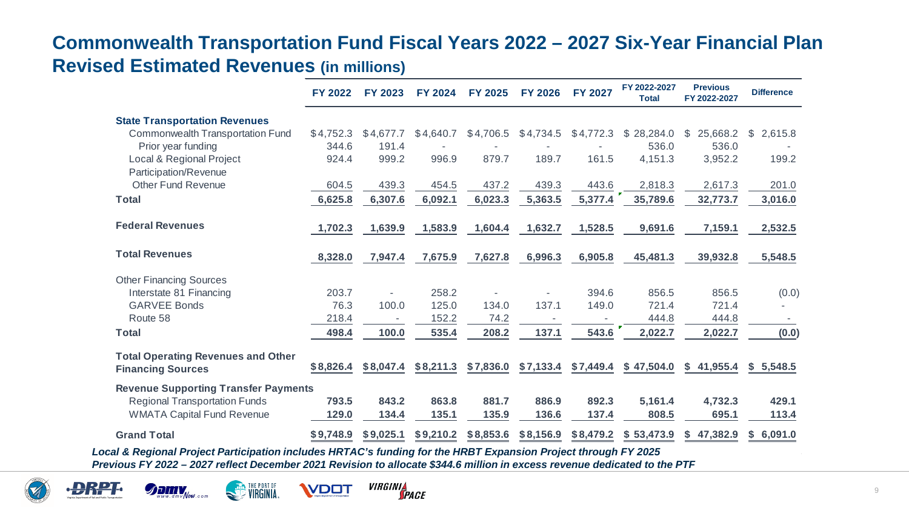# Commonwealth Transportation Fund Fiscal Years 2022 – 2027 Six-Year Financial Plan

## Revised Estimated Revenues (in millions)

| | FY 2022 | FY 2023 | FY 2024 | FY 2025 | FY 2026 | FY 2027 | FY 2022-2027 Total | Previous FY 2022-2027 | Difference |
|---|---|---|---|---|---|---|---|---|---|
| **State Transportation Revenues** | | | | | | | | | |
| Commonwealth Transportation Fund | $4,752.3 | $4,677.7 | $4,640.7 | $4,706.5 | $4,734.5 | $4,772.3 | $ 28,284.0 | $ 25,668.2 | $ 2,615.8 |
| Prior year funding | 344.6 | 191.4 | - | - | - | - | 536.0 | 536.0 | - |
| Local & Regional Project Participation/Revenue | 924.4 | 999.2 | 996.9 | 879.7 | 189.7 | 161.5 | 4,151.3 | 3,952.2 | 199.2 |
| Other Fund Revenue | 604.5 | 439.3 | 454.5 | 437.2 | 439.3 | 443.6 | 2,818.3 | 2,617.3 | 201.0 |
| **Total** | **6,625.8** | **6,307.6** | **6,092.1** | **6,023.3** | **5,363.5** | **5,377.4** | **35,789.6** | **32,773.7** | **3,016.0** |
| **Federal Revenues** | **1,702.3** | **1,639.9** | **1,583.9** | **1,604.4** | **1,632.7** | **1,528.5** | **9,691.6** | **7,159.1** | **2,532.5** |
| **Total Revenues** | **8,328.0** | **7,947.4** | **7,675.9** | **7,627.8** | **6,996.3** | **6,905.8** | **45,481.3** | **39,932.8** | **5,548.5** |
| Other Financing Sources | | | | | | | | | |
| Interstate 81 Financing | 203.7 | - | 258.2 | - | - | 394.6 | 856.5 | 856.5 | (0.0) |
| GARVEE Bonds | 76.3 | 100.0 | 125.0 | 134.0 | 137.1 | 149.0 | 721.4 | 721.4 | - |
| Route 58 | 218.4 | - | 152.2 | 74.2 | - | - | 444.8 | 444.8 | - |
| **Total** | **498.4** | **100.0** | **535.4** | **208.2** | **137.1** | **543.6** | **2,022.7** | **2,022.7** | **(0.0)** |
| **Total Operating Revenues and Other Financing Sources** | **$8,826.4** | **$8,047.4** | **$8,211.3** | **$7,836.0** | **$7,133.4** | **$7,449.4** | **$ 47,504.0** | **$ 41,955.4** | **$ 5,548.5** |
| **Revenue Supporting Transfer Payments** | | | | | | | | | |
| Regional Transportation Funds | **793.5** | **843.2** | **863.8** | **881.7** | **886.9** | **892.3** | **5,161.4** | **4,732.3** | **429.1** |
| WMATA Capital Fund Revenue | **129.0** | **134.4** | **135.1** | **135.9** | **136.6** | **137.4** | **808.5** | **695.1** | **113.4** |
| **Grand Total** | **$9,748.9** | **$9,025.1** | **$9,210.2** | **$8,853.6** | **$8,156.9** | **$8,479.2** | **$ 53,473.9** | **$ 47,382.9** | **$ 6,091.0** |

***Local & Regional Project Participation includes HRTAC's funding for the HRBT Expansion Project through FY 2025***

***Previous FY 2022 – 2027 reflect December 2021 Revision to allocate $344.6 million in excess revenue dedicated to the PTF***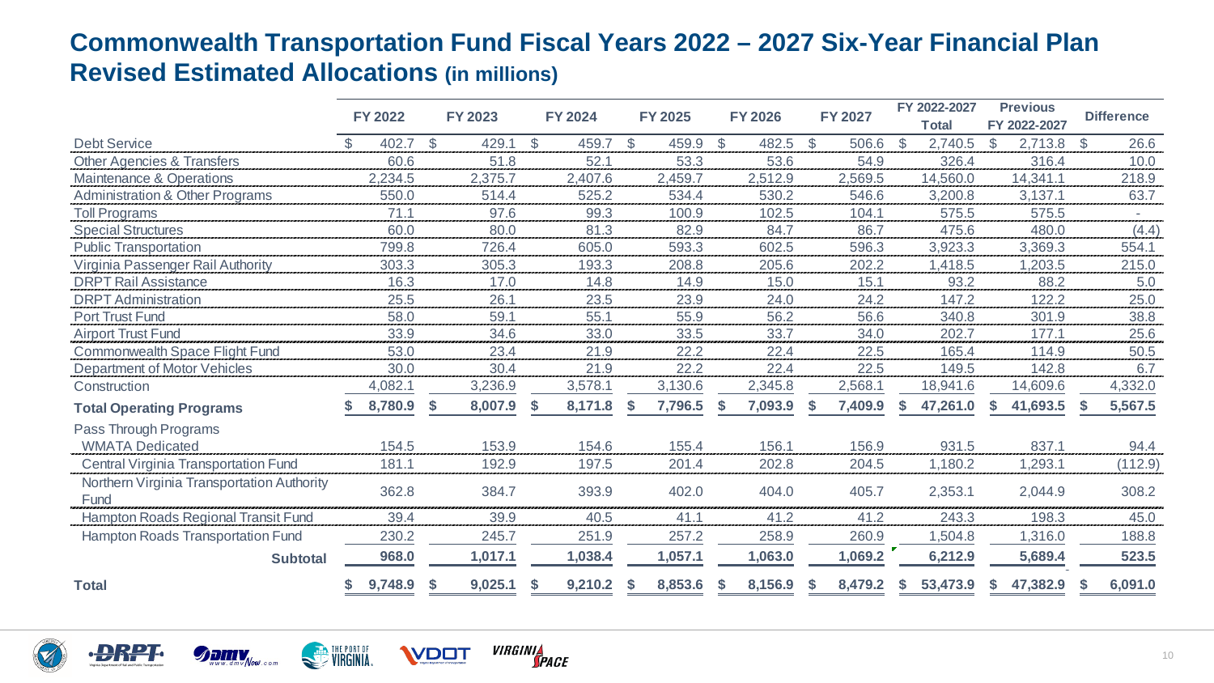# Commonwealth Transportation Fund Fiscal Years 2022 – 2027 Six-Year Financial Plan Revised Estimated Allocations (in millions)

| | FY 2022 | FY 2023 | FY 2024 | FY 2025 | FY 2026 | FY 2027 | FY 2022-2027 Total | Previous FY 2022-2027 | Difference |
|---|---|---|---|---|---|---|---|---|---|
| Debt Service | $ 402.7 | $ 429.1 | $ 459.7 | $ 459.9 | $ 482.5 | $ 506.6 | $ 2,740.5 | $ 2,713.8 | $ 26.6 |
| Other Agencies & Transfers | 60.6 | 51.8 | 52.1 | 53.3 | 53.6 | 54.9 | 326.4 | 316.4 | 10.0 |
| Maintenance & Operations | 2,234.5 | 2,375.7 | 2,407.6 | 2,459.7 | 2,512.9 | 2,569.5 | 14,560.0 | 14,341.1 | 218.9 |
| Administration & Other Programs | 550.0 | 514.4 | 525.2 | 534.4 | 530.2 | 546.6 | 3,200.8 | 3,137.1 | 63.7 |
| Toll Programs | 71.1 | 97.6 | 99.3 | 100.9 | 102.5 | 104.1 | 575.5 | 575.5 | - |
| Special Structures | 60.0 | 80.0 | 81.3 | 82.9 | 84.7 | 86.7 | 475.6 | 480.0 | (4.4) |
| Public Transportation | 799.8 | 726.4 | 605.0 | 593.3 | 602.5 | 596.3 | 3,923.3 | 3,369.3 | 554.1 |
| Virginia Passenger Rail Authority | 303.3 | 305.3 | 193.3 | 208.8 | 205.6 | 202.2 | 1,418.5 | 1,203.5 | 215.0 |
| DRPT Rail Assistance | 16.3 | 17.0 | 14.8 | 14.9 | 15.0 | 15.1 | 93.2 | 88.2 | 5.0 |
| DRPT Administration | 25.5 | 26.1 | 23.5 | 23.9 | 24.0 | 24.2 | 147.2 | 122.2 | 25.0 |
| Port Trust Fund | 58.0 | 59.1 | 55.1 | 55.9 | 56.2 | 56.6 | 340.8 | 301.9 | 38.8 |
| Airport Trust Fund | 33.9 | 34.6 | 33.0 | 33.5 | 33.7 | 34.0 | 202.7 | 177.1 | 25.6 |
| Commonwealth Space Flight Fund | 53.0 | 23.4 | 21.9 | 22.2 | 22.4 | 22.5 | 165.4 | 114.9 | 50.5 |
| Department of Motor Vehicles | 30.0 | 30.4 | 21.9 | 22.2 | 22.4 | 22.5 | 149.5 | 142.8 | 6.7 |
| Construction | 4,082.1 | 3,236.9 | 3,578.1 | 3,130.6 | 2,345.8 | 2,568.1 | 18,941.6 | 14,609.6 | 4,332.0 |
| **Total Operating Programs** | **$ 8,780.9** | **$ 8,007.9** | **$ 8,171.8** | **$ 7,796.5** | **$ 7,093.9** | **$ 7,409.9** | **$ 47,261.0** | **$ 41,693.5** | **$ 5,567.5** |
| Pass Through Programs | | | | | | | | | |
| WMATA Dedicated | 154.5 | 153.9 | 154.6 | 155.4 | 156.1 | 156.9 | 931.5 | 837.1 | 94.4 |
| Central Virginia Transportation Fund | 181.1 | 192.9 | 197.5 | 201.4 | 202.8 | 204.5 | 1,180.2 | 1,293.1 | (112.9) |
| Northern Virginia Transportation Authority Fund | 362.8 | 384.7 | 393.9 | 402.0 | 404.0 | 405.7 | 2,353.1 | 2,044.9 | 308.2 |
| Hampton Roads Regional Transit Fund | 39.4 | 39.9 | 40.5 | 41.1 | 41.2 | 41.2 | 243.3 | 198.3 | 45.0 |
| Hampton Roads Transportation Fund | 230.2 | 245.7 | 251.9 | 257.2 | 258.9 | 260.9 | 1,504.8 | 1,316.0 | 188.8 |
| **Subtotal** | **968.0** | **1,017.1** | **1,038.4** | **1,057.1** | **1,063.0** | **1,069.2** | **6,212.9** | **5,689.4** | **523.5** |
| **Total** | **$ 9,748.9** | **$ 9,025.1** | **$ 9,210.2** | **$ 8,853.6** | **$ 8,156.9** | **$ 8,479.2** | **$ 53,473.9** | **$ 47,382.9** | **$ 6,091.0** |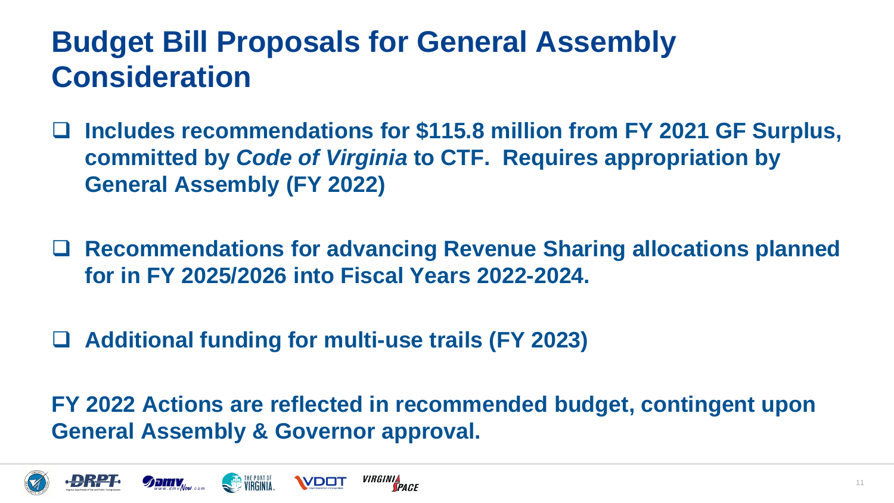# Budget Bill Proposals for General Assembly Consideration

- **Includes recommendations for $115.8 million from FY 2021 GF Surplus, committed by *Code of Virginia* to CTF. Requires appropriation by General Assembly (FY 2022)**

- **Recommendations for advancing Revenue Sharing allocations planned for in FY 2025/2026 into Fiscal Years 2022-2024.**

- **Additional funding for multi-use trails (FY 2023)**

**FY 2022 Actions are reflected in recommended budget, contingent upon General Assembly & Governor approval.**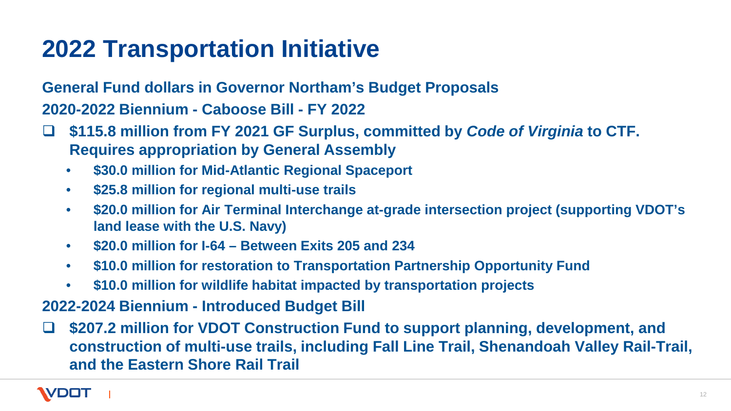# 2022 Transportation Initiative

**General Fund dollars in Governor Northam's Budget Proposals**

**2020-2022 Biennium - Caboose Bill - FY 2022**

- **$115.8 million from FY 2021 GF Surplus, committed by *Code of Virginia* to CTF. Requires appropriation by General Assembly**
  - **$30.0 million for Mid-Atlantic Regional Spaceport**
  - **$25.8 million for regional multi-use trails**
  - **$20.0 million for Air Terminal Interchange at-grade intersection project (supporting VDOT's land lease with the U.S. Navy)**
  - **$20.0 million for I-64 – Between Exits 205 and 234**
  - **$10.0 million for restoration to Transportation Partnership Opportunity Fund**
  - **$10.0 million for wildlife habitat impacted by transportation projects**

**2022-2024 Biennium - Introduced Budget Bill**

- **$207.2 million for VDOT Construction Fund to support planning, development, and construction of multi-use trails, including Fall Line Trail, Shenandoah Valley Rail-Trail, and the Eastern Shore Rail Trail**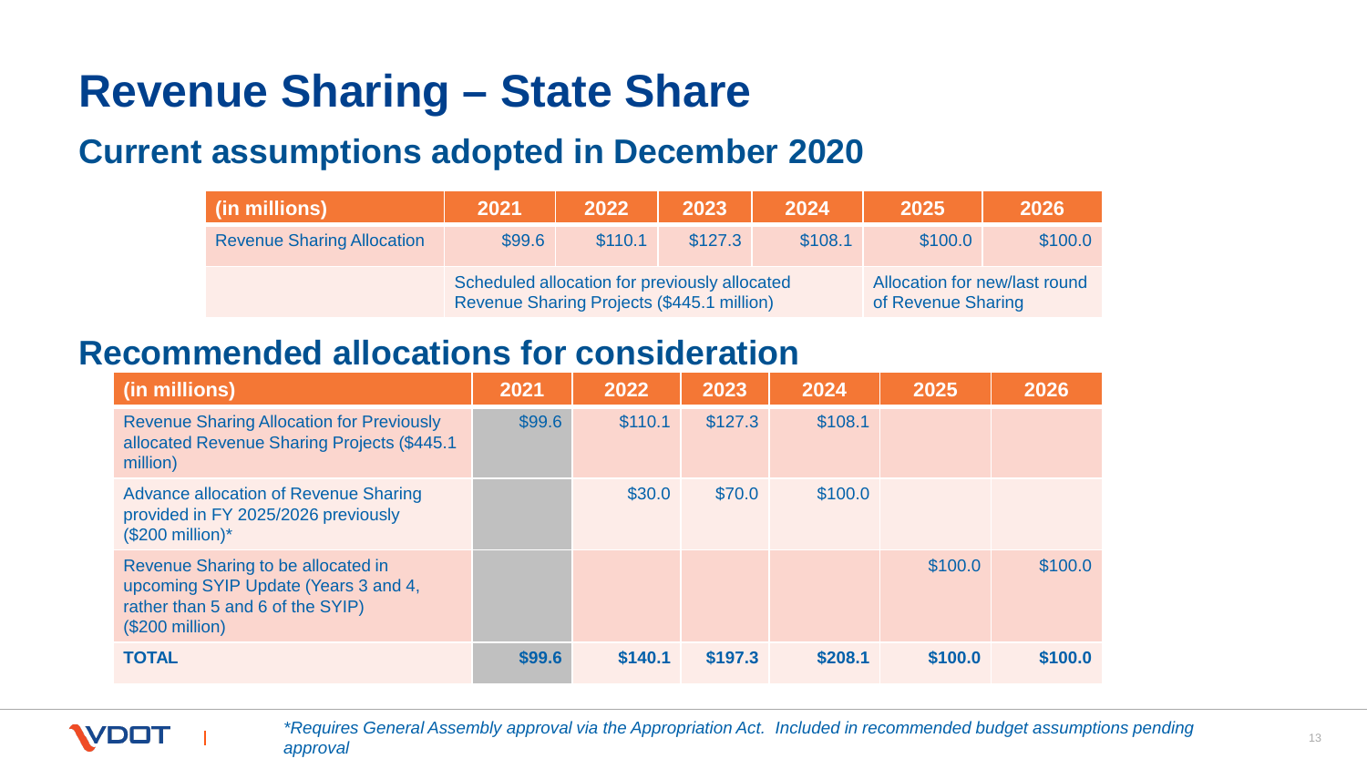# Revenue Sharing – State Share

## Current assumptions adopted in December 2020

| (in millions) | 2021 | 2022 | 2023 | 2024 | 2025 | 2026 |
|---|---|---|---|---|---|---|
| Revenue Sharing Allocation | $99.6 | $110.1 | $127.3 | $108.1 | $100.0 | $100.0 |
| | Scheduled allocation for previously allocated Revenue Sharing Projects ($445.1 million) | | | | Allocation for new/last round of Revenue Sharing | |

## Recommended allocations for consideration

| (in millions) | 2021 | 2022 | 2023 | 2024 | 2025 | 2026 |
|---|---|---|---|---|---|---|
| Revenue Sharing Allocation for Previously allocated Revenue Sharing Projects ($445.1 million) | $99.6 | $110.1 | $127.3 | $108.1 | | |
| Advance allocation of Revenue Sharing provided in FY 2025/2026 previously ($200 million)* | | $30.0 | $70.0 | $100.0 | | |
| Revenue Sharing to be allocated in upcoming SYIP Update (Years 3 and 4, rather than 5 and 6 of the SYIP) ($200 million) | | | | | $100.0 | $100.0 |
| **TOTAL** | **$99.6** | **$140.1** | **$197.3** | **$208.1** | **$100.0** | **$100.0** |

*\*Requires General Assembly approval via the Appropriation Act. Included in recommended budget assumptions pending approval*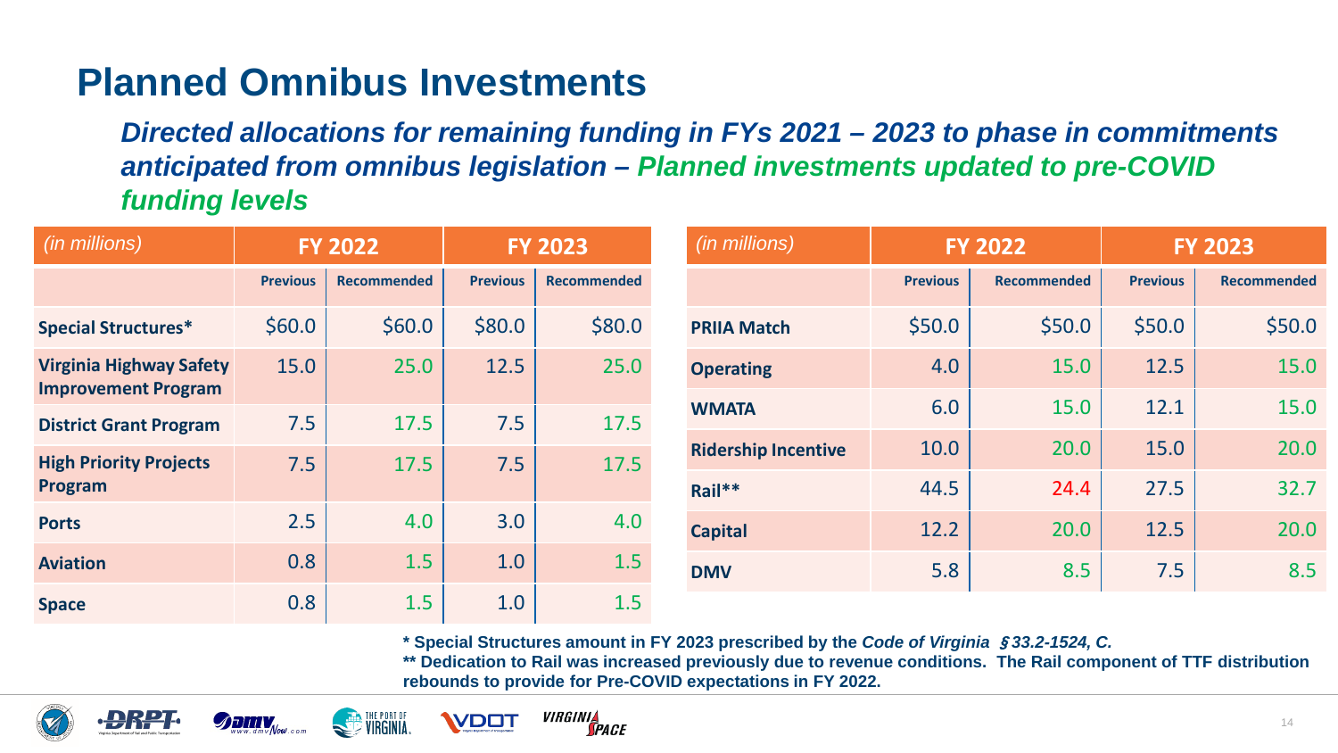# Planned Omnibus Investments

***Directed allocations for remaining funding in FYs 2021 – 2023 to phase in commitments anticipated from omnibus legislation – Planned investments updated to pre-COVID funding levels***

| *(in millions)* | FY 2022 | | FY 2023 | |
|---|---|---|---|---|
| | Previous | Recommended | Previous | Recommended |
| **Special Structures*** | $60.0 | $60.0 | $80.0 | $80.0 |
| **Virginia Highway Safety Improvement Program** | 15.0 | 25.0 | 12.5 | 25.0 |
| **District Grant Program** | 7.5 | 17.5 | 7.5 | 17.5 |
| **High Priority Projects Program** | 7.5 | 17.5 | 7.5 | 17.5 |
| **Ports** | 2.5 | 4.0 | 3.0 | 4.0 |
| **Aviation** | 0.8 | 1.5 | 1.0 | 1.5 |
| **Space** | 0.8 | 1.5 | 1.0 | 1.5 |

| *(in millions)* | FY 2022 | | FY 2023 | |
|---|---|---|---|---|
| | Previous | Recommended | Previous | Recommended |
| **PRIIA Match** | $50.0 | $50.0 | $50.0 | $50.0 |
| **Operating** | 4.0 | 15.0 | 12.5 | 15.0 |
| **WMATA** | 6.0 | 15.0 | 12.1 | 15.0 |
| **Ridership Incentive** | 10.0 | 20.0 | 15.0 | 20.0 |
| **Rail**** | 44.5 | 24.4 | 27.5 | 32.7 |
| **Capital** | 12.2 | 20.0 | 12.5 | 20.0 |
| **DMV** | 5.8 | 8.5 | 7.5 | 8.5 |

**\* Special Structures amount in FY 2023 prescribed by the *Code of Virginia §33.2-1524, C.***

**\*\* Dedication to Rail was increased previously due to revenue conditions. The Rail component of TTF distribution rebounds to provide for Pre-COVID expectations in FY 2022.**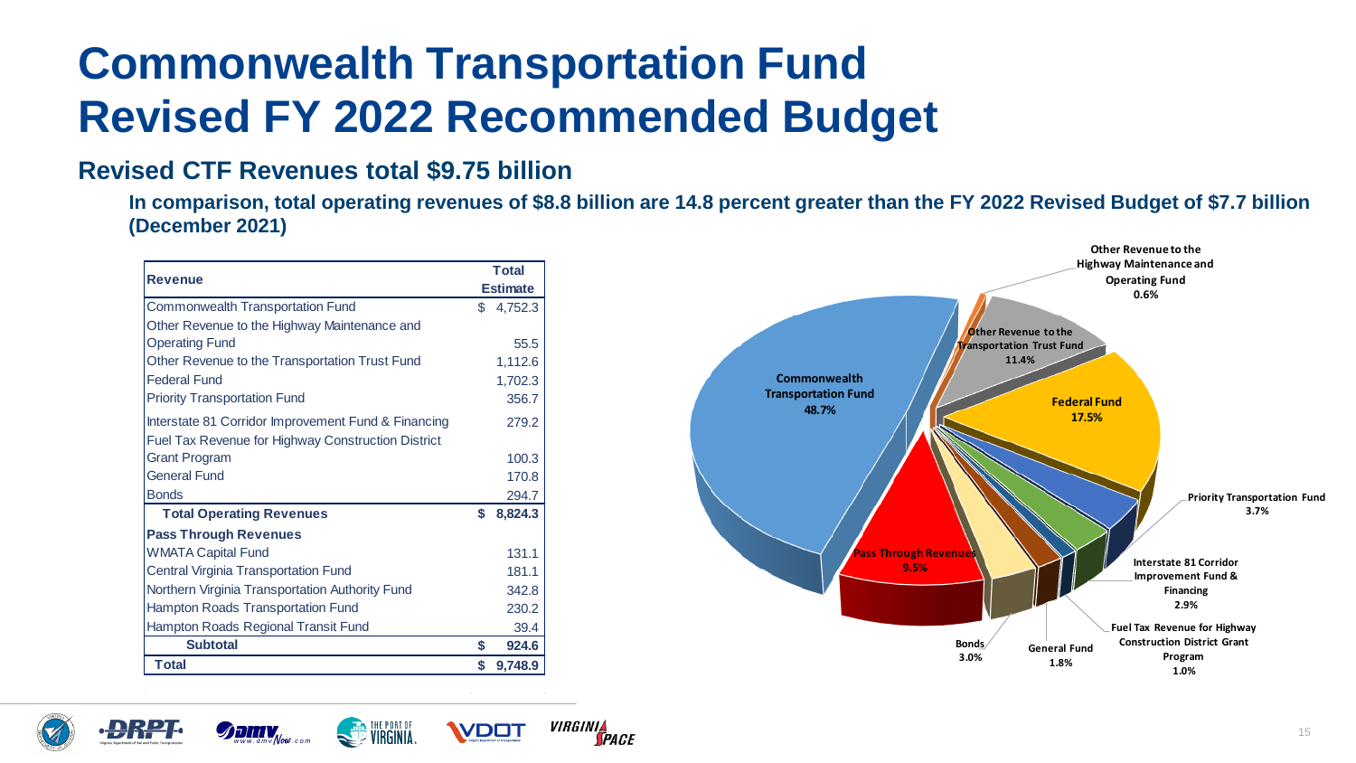# Commonwealth Transportation Fund
# Revised FY 2022 Recommended Budget

## Revised CTF Revenues total $9.75 billion

**In comparison, total operating revenues of $8.8 billion are 14.8 percent greater than the FY 2022 Revised Budget of $7.7 billion (December 2021)**

| Revenue | Total Estimate |
|---|---|
| Commonwealth Transportation Fund | $ 4,752.3 |
| Other Revenue to the Highway Maintenance and Operating Fund | 55.5 |
| Other Revenue to the Transportation Trust Fund | 1,112.6 |
| Federal Fund | 1,702.3 |
| Priority Transportation Fund | 356.7 |
| Interstate 81 Corridor Improvement Fund & Financing | 279.2 |
| Fuel Tax Revenue for Highway Construction District Grant Program | 100.3 |
| General Fund | 170.8 |
| Bonds | 294.7 |
| **Total Operating Revenues** | **$ 8,824.3** |
| **Pass Through Revenues** | |
| WMATA Capital Fund | 131.1 |
| Central Virginia Transportation Fund | 181.1 |
| Northern Virginia Transportation Authority Fund | 342.8 |
| Hampton Roads Transportation Fund | 230.2 |
| Hampton Roads Regional Transit Fund | 39.4 |
| **Subtotal** | **$ 924.6** |
| **Total** | **$ 9,748.9** |

- Commonwealth Transportation Fund 48.7%
- Other Revenue to the Highway Maintenance and Operating Fund 0.6%
- Other Revenue to the Transportation Trust Fund 11.4%
- Federal Fund 17.5%
- Priority Transportation Fund 3.7%
- Interstate 81 Corridor Improvement Fund & Financing 2.9%
- Fuel Tax Revenue for Highway Construction District Grant Program 1.0%
- General Fund 1.8%
- Bonds 3.0%
- Pass Through Revenues 9.5%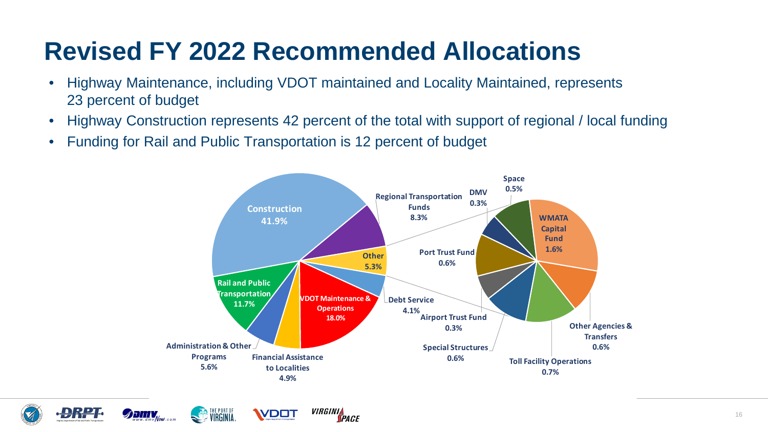# Revised FY 2022 Recommended Allocations

- Highway Maintenance, including VDOT maintained and Locality Maintained, represents 23 percent of budget
- Highway Construction represents 42 percent of the total with support of regional / local funding
- Funding for Rail and Public Transportation is 12 percent of budget

| Category | Percent |
| --- | --- |
| Construction | 41.9% |
| Regional Transportation Funds | 8.3% |
| Other | 5.3% |
| Debt Service | 4.1% |
| VDOT Maintenance & Operations | 18.0% |
| Financial Assistance to Localities | 4.9% |
| Administration & Other Programs | 5.6% |
| Rail and Public Transportation | 11.7% |

| Other (breakdown) | Percent |
| --- | --- |
| WMATA Capital Fund | 1.6% |
| Other Agencies & Transfers | 0.6% |
| Toll Facility Operations | 0.7% |
| Special Structures | 0.6% |
| Airport Trust Fund | 0.3% |
| Port Trust Fund | 0.6% |
| DMV | 0.3% |
| Space | 0.5% |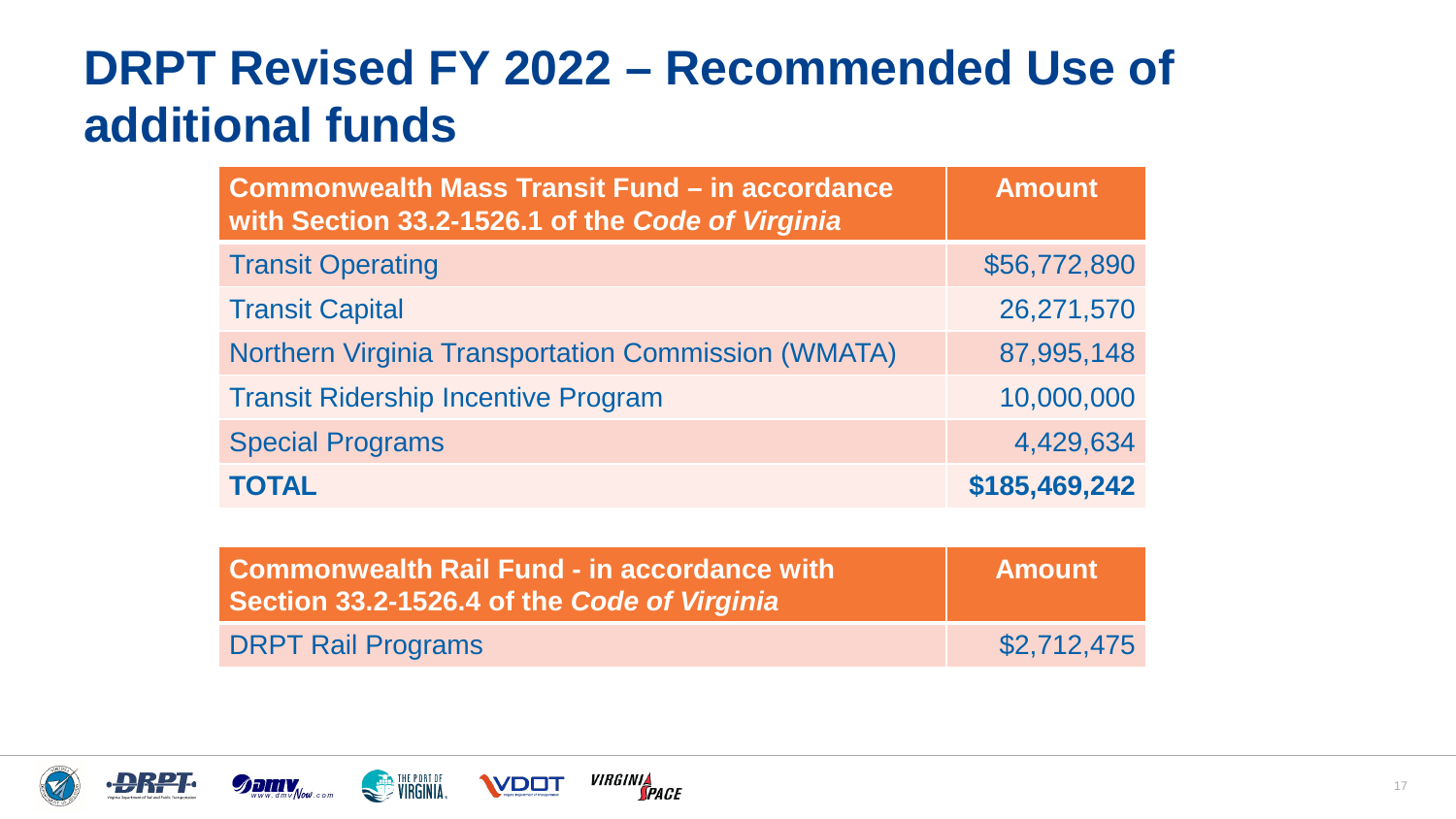# DRPT Revised FY 2022 – Recommended Use of additional funds

| Commonwealth Mass Transit Fund – in accordance with Section 33.2-1526.1 of the *Code of Virginia* | Amount |
| --- | --- |
| Transit Operating | $56,772,890 |
| Transit Capital | 26,271,570 |
| Northern Virginia Transportation Commission (WMATA) | 87,995,148 |
| Transit Ridership Incentive Program | 10,000,000 |
| Special Programs | 4,429,634 |
| **TOTAL** | **$185,469,242** |

| Commonwealth Rail Fund - in accordance with Section 33.2-1526.4 of the *Code of Virginia* | Amount |
| --- | --- |
| DRPT Rail Programs | $2,712,475 |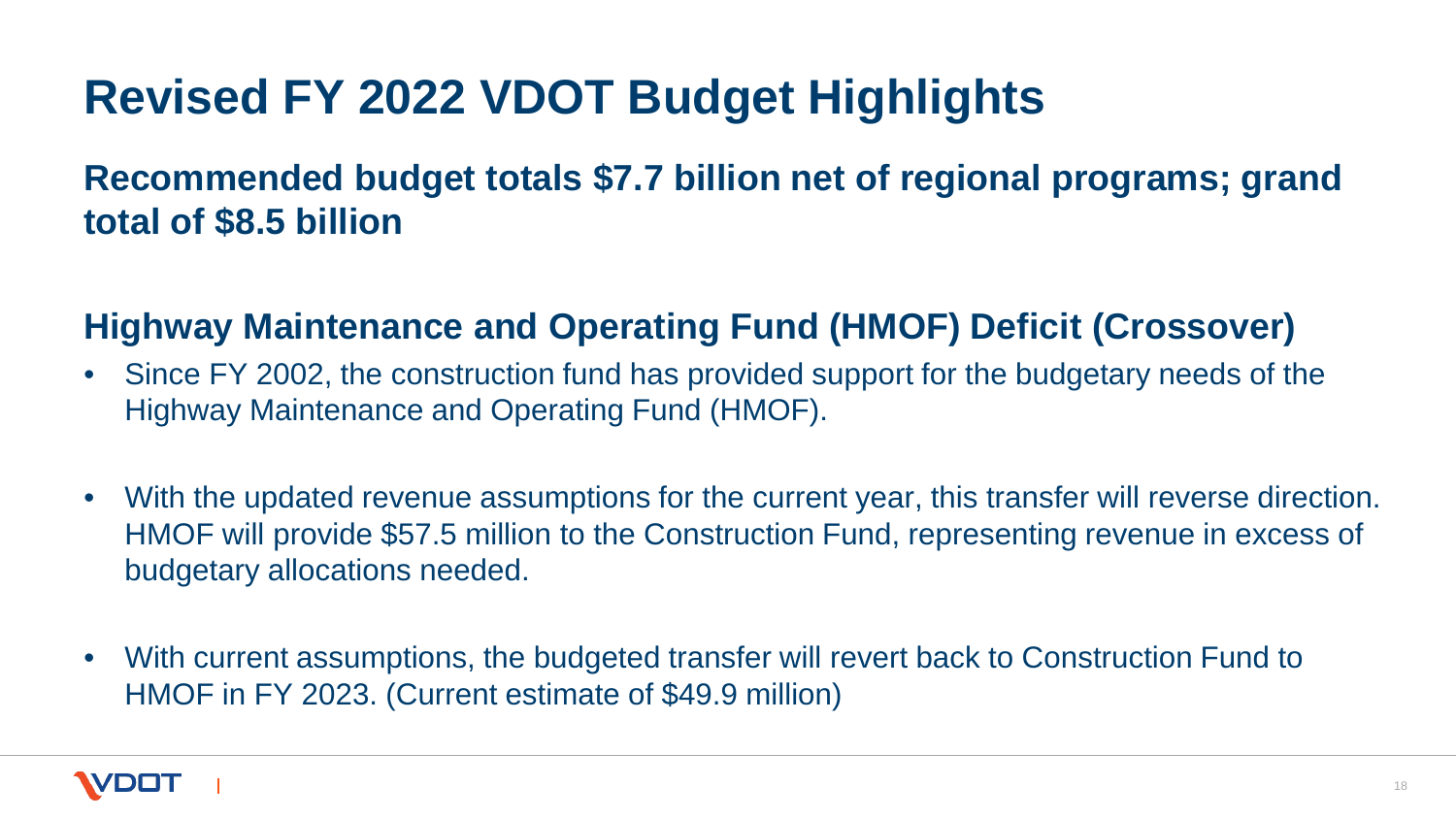# Revised FY 2022 VDOT Budget Highlights

## Recommended budget totals \$7.7 billion net of regional programs; grand total of \$8.5 billion

## Highway Maintenance and Operating Fund (HMOF) Deficit (Crossover)

- Since FY 2002, the construction fund has provided support for the budgetary needs of the Highway Maintenance and Operating Fund (HMOF).
- With the updated revenue assumptions for the current year, this transfer will reverse direction. HMOF will provide \$57.5 million to the Construction Fund, representing revenue in excess of budgetary allocations needed.
- With current assumptions, the budgeted transfer will revert back to Construction Fund to HMOF in FY 2023. (Current estimate of \$49.9 million)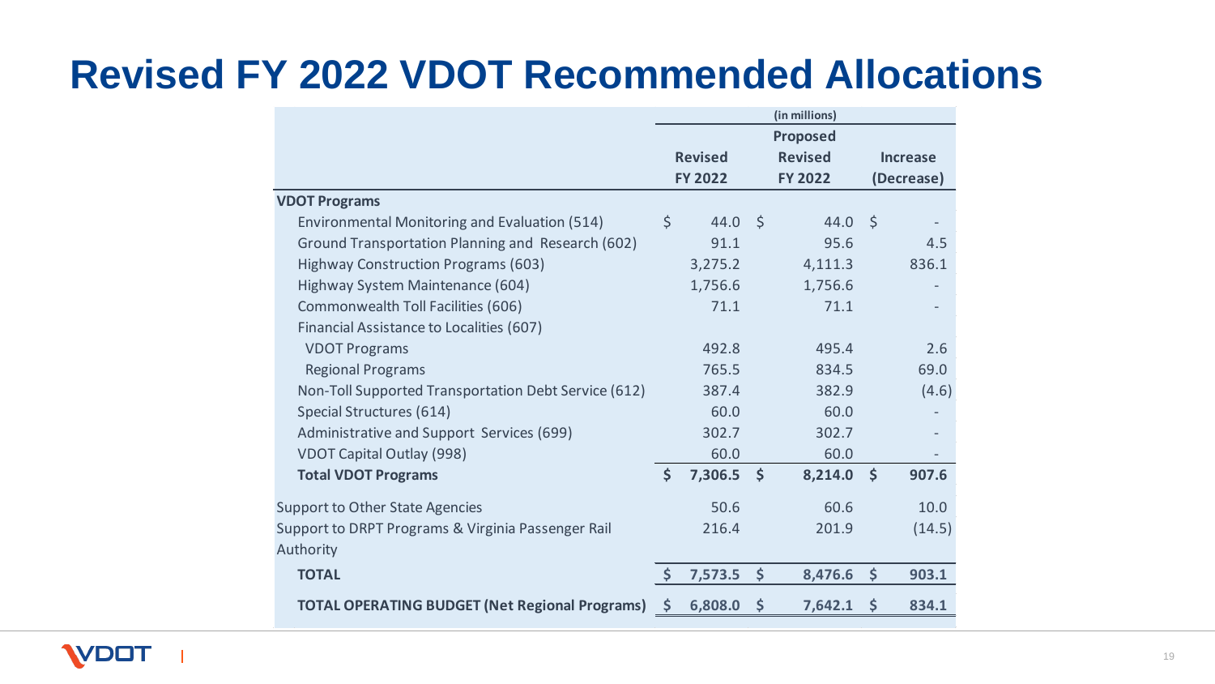# Revised FY 2022 VDOT Recommended Allocations

| | (in millions) | | |
|---|---|---|---|
| | Revised FY 2022 | Proposed Revised FY 2022 | Increase (Decrease) |
| **VDOT Programs** | | | |
| Environmental Monitoring and Evaluation (514) | $ 44.0 | $ 44.0 | $ - |
| Ground Transportation Planning and Research (602) | 91.1 | 95.6 | 4.5 |
| Highway Construction Programs (603) | 3,275.2 | 4,111.3 | 836.1 |
| Highway System Maintenance (604) | 1,756.6 | 1,756.6 | - |
| Commonwealth Toll Facilities (606) | 71.1 | 71.1 | - |
| Financial Assistance to Localities (607) | | | |
| VDOT Programs | 492.8 | 495.4 | 2.6 |
| Regional Programs | 765.5 | 834.5 | 69.0 |
| Non-Toll Supported Transportation Debt Service (612) | 387.4 | 382.9 | (4.6) |
| Special Structures (614) | 60.0 | 60.0 | - |
| Administrative and Support Services (699) | 302.7 | 302.7 | - |
| VDOT Capital Outlay (998) | 60.0 | 60.0 | - |
| **Total VDOT Programs** | **$ 7,306.5** | **$ 8,214.0** | **$ 907.6** |
| Support to Other State Agencies | 50.6 | 60.6 | 10.0 |
| Support to DRPT Programs & Virginia Passenger Rail Authority | 216.4 | 201.9 | (14.5) |
| **TOTAL** | **$ 7,573.5** | **$ 8,476.6** | **$ 903.1** |
| **TOTAL OPERATING BUDGET (Net Regional Programs)** | **$ 6,808.0** | **$ 7,642.1** | **$ 834.1** |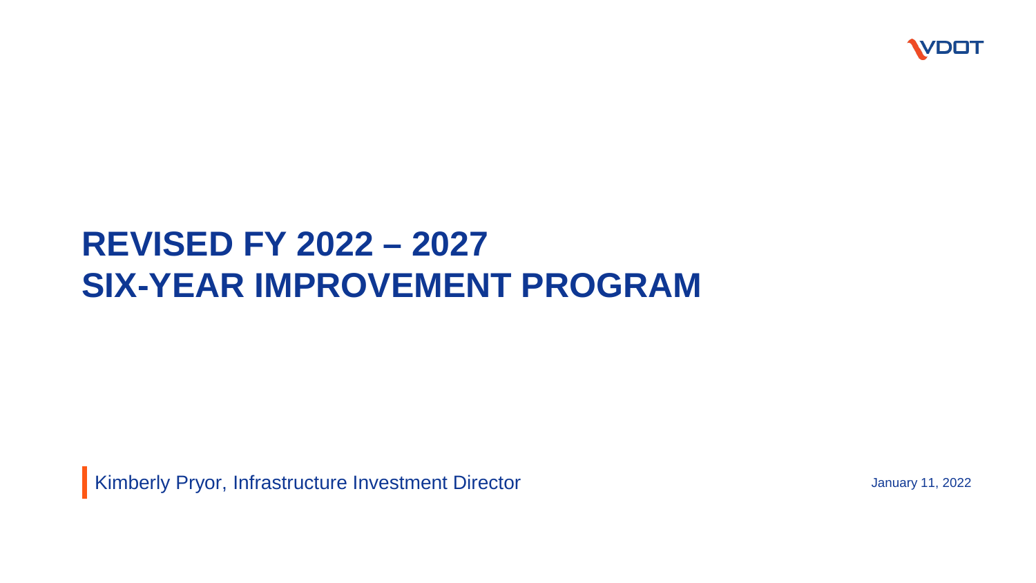VDOT

# REVISED FY 2022 – 2027 SIX-YEAR IMPROVEMENT PROGRAM

Kimberly Pryor, Infrastructure Investment Director

January 11, 2022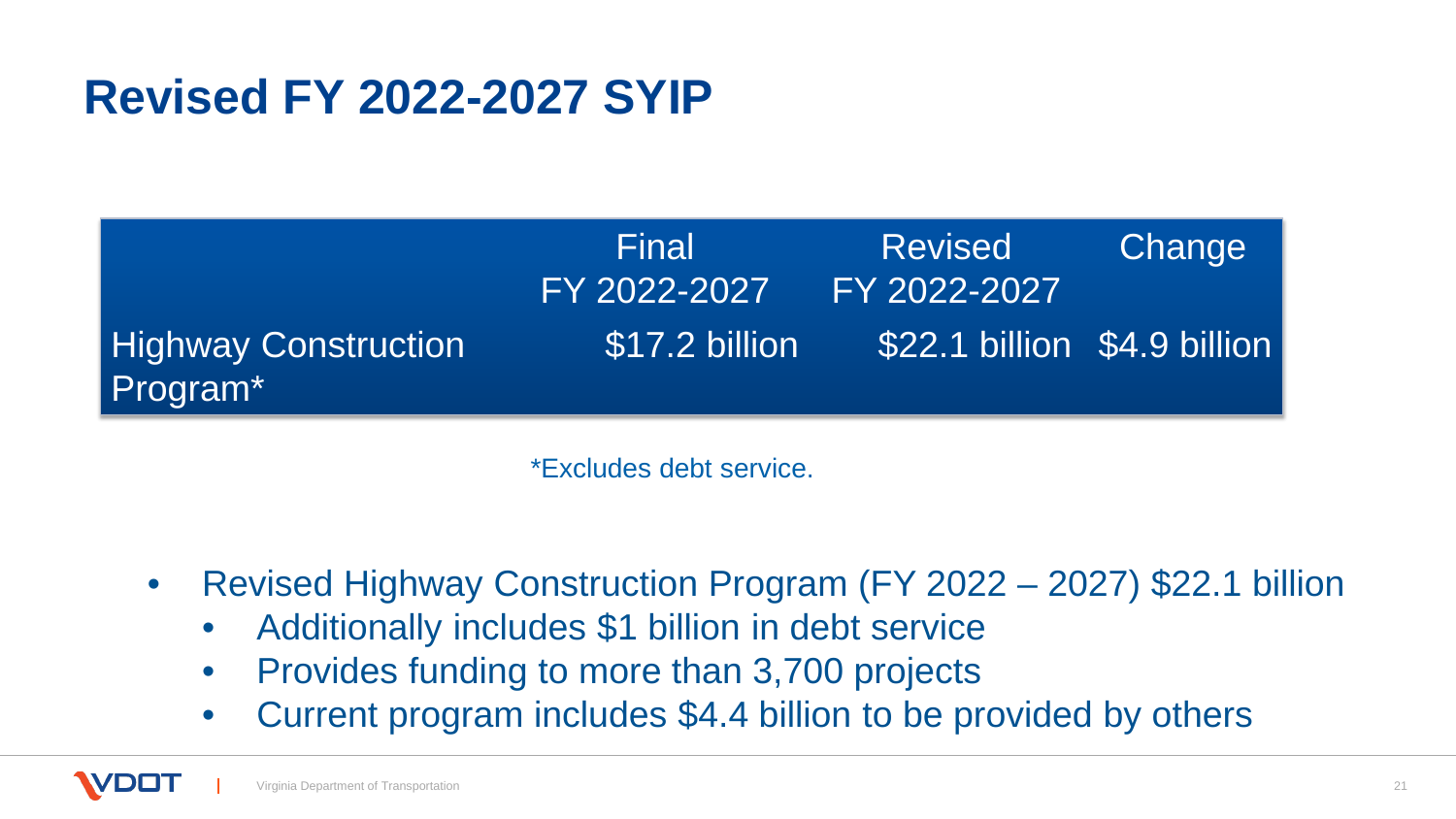# Revised FY 2022-2027 SYIP

| | Final FY 2022-2027 | Revised FY 2022-2027 | Change |
|---|---|---|---|
| Highway Construction Program* | $17.2 billion | $22.1 billion | $4.9 billion |

*Excludes debt service.

- Revised Highway Construction Program (FY 2022 – 2027) $22.1 billion
  - Additionally includes $1 billion in debt service
  - Provides funding to more than 3,700 projects
  - Current program includes $4.4 billion to be provided by others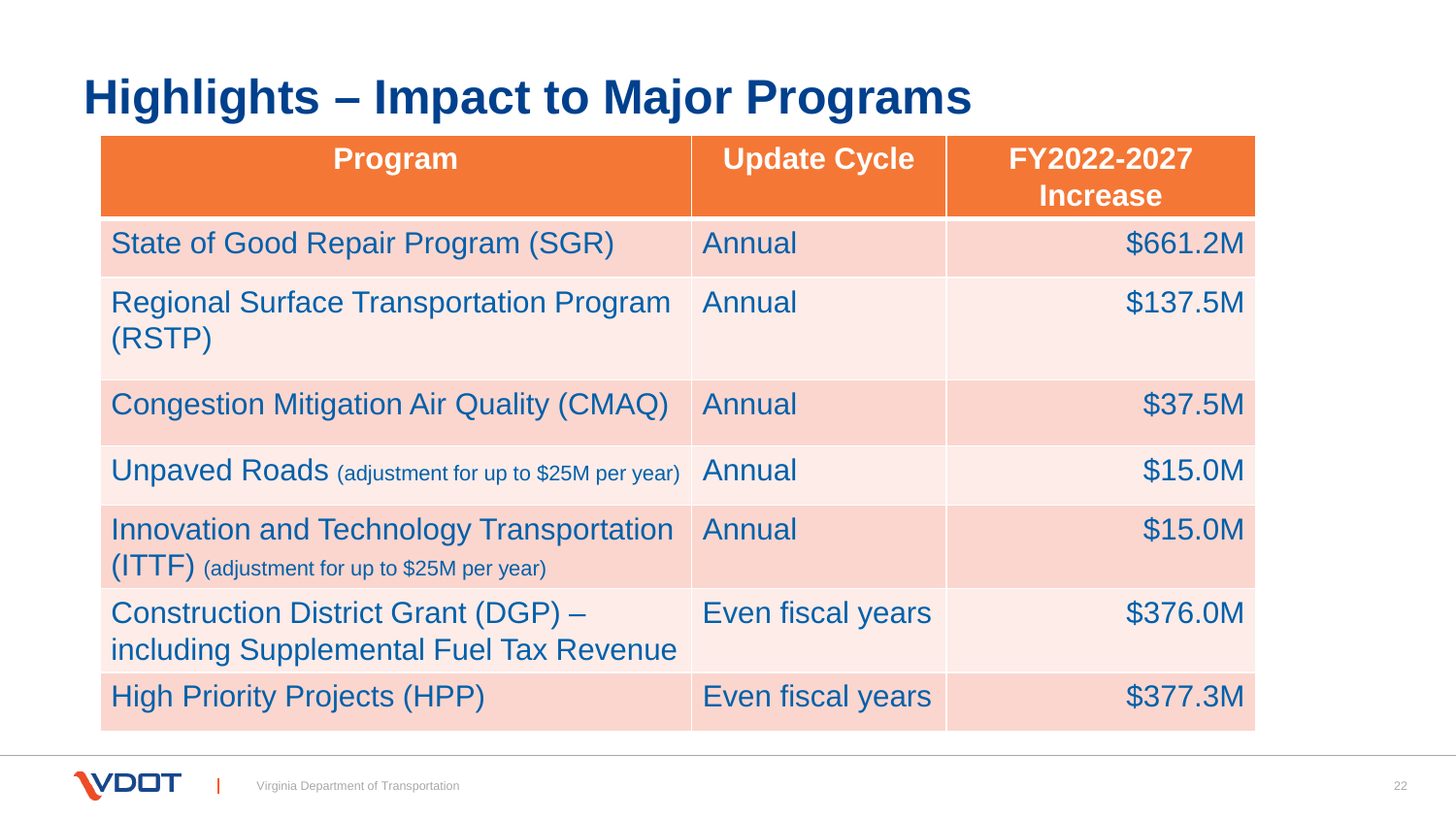# Highlights – Impact to Major Programs

| Program | Update Cycle | FY2022-2027 Increase |
|---|---|---|
| State of Good Repair Program (SGR) | Annual | \$661.2M |
| Regional Surface Transportation Program (RSTP) | Annual | \$137.5M |
| Congestion Mitigation Air Quality (CMAQ) | Annual | \$37.5M |
| Unpaved Roads (adjustment for up to \$25M per year) | Annual | \$15.0M |
| Innovation and Technology Transportation (ITTF) (adjustment for up to \$25M per year) | Annual | \$15.0M |
| Construction District Grant (DGP) – including Supplemental Fuel Tax Revenue | Even fiscal years | \$376.0M |
| High Priority Projects (HPP) | Even fiscal years | \$377.3M |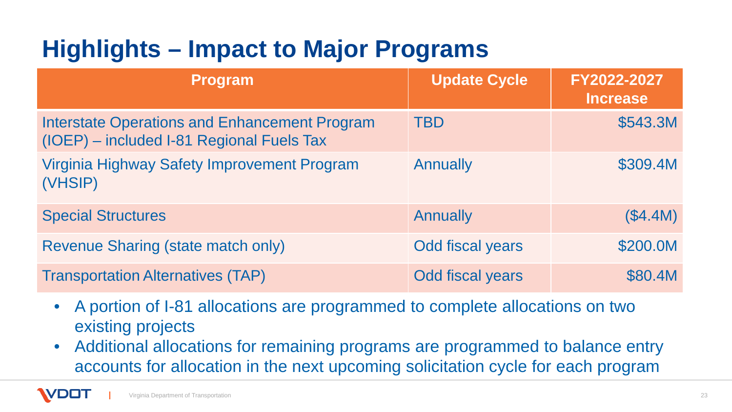# Highlights – Impact to Major Programs

| Program | Update Cycle | FY2022-2027 Increase |
|---|---|---|
| Interstate Operations and Enhancement Program (IOEP) – included I-81 Regional Fuels Tax | TBD | $543.3M |
| Virginia Highway Safety Improvement Program (VHSIP) | Annually | $309.4M |
| Special Structures | Annually | ($4.4M) |
| Revenue Sharing (state match only) | Odd fiscal years | $200.0M |
| Transportation Alternatives (TAP) | Odd fiscal years | $80.4M |

- A portion of I-81 allocations are programmed to complete allocations on two existing projects
- Additional allocations for remaining programs are programmed to balance entry accounts for allocation in the next upcoming solicitation cycle for each program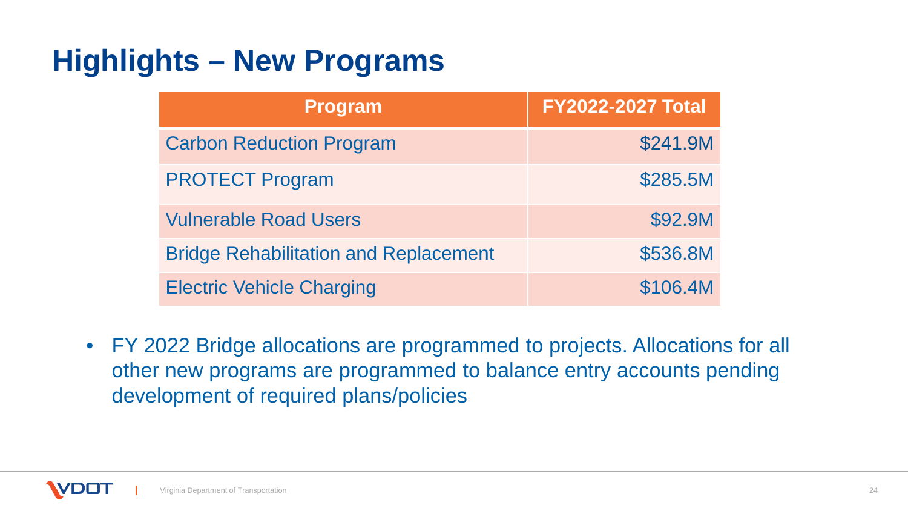# Highlights – New Programs

| Program | FY2022-2027 Total |
|---|---|
| Carbon Reduction Program | $241.9M |
| PROTECT Program | $285.5M |
| Vulnerable Road Users | $92.9M |
| Bridge Rehabilitation and Replacement | $536.8M |
| Electric Vehicle Charging | $106.4M |

- FY 2022 Bridge allocations are programmed to projects. Allocations for all other new programs are programmed to balance entry accounts pending development of required plans/policies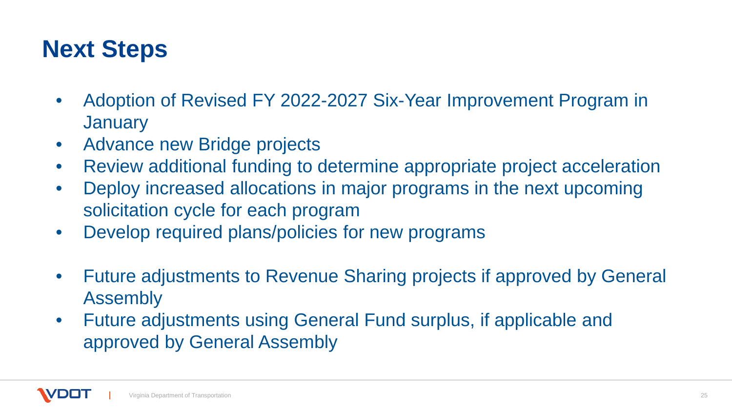# Next Steps

- Adoption of Revised FY 2022-2027 Six-Year Improvement Program in January
- Advance new Bridge projects
- Review additional funding to determine appropriate project acceleration
- Deploy increased allocations in major programs in the next upcoming solicitation cycle for each program
- Develop required plans/policies for new programs

- Future adjustments to Revenue Sharing projects if approved by General Assembly
- Future adjustments using General Fund surplus, if applicable and approved by General Assembly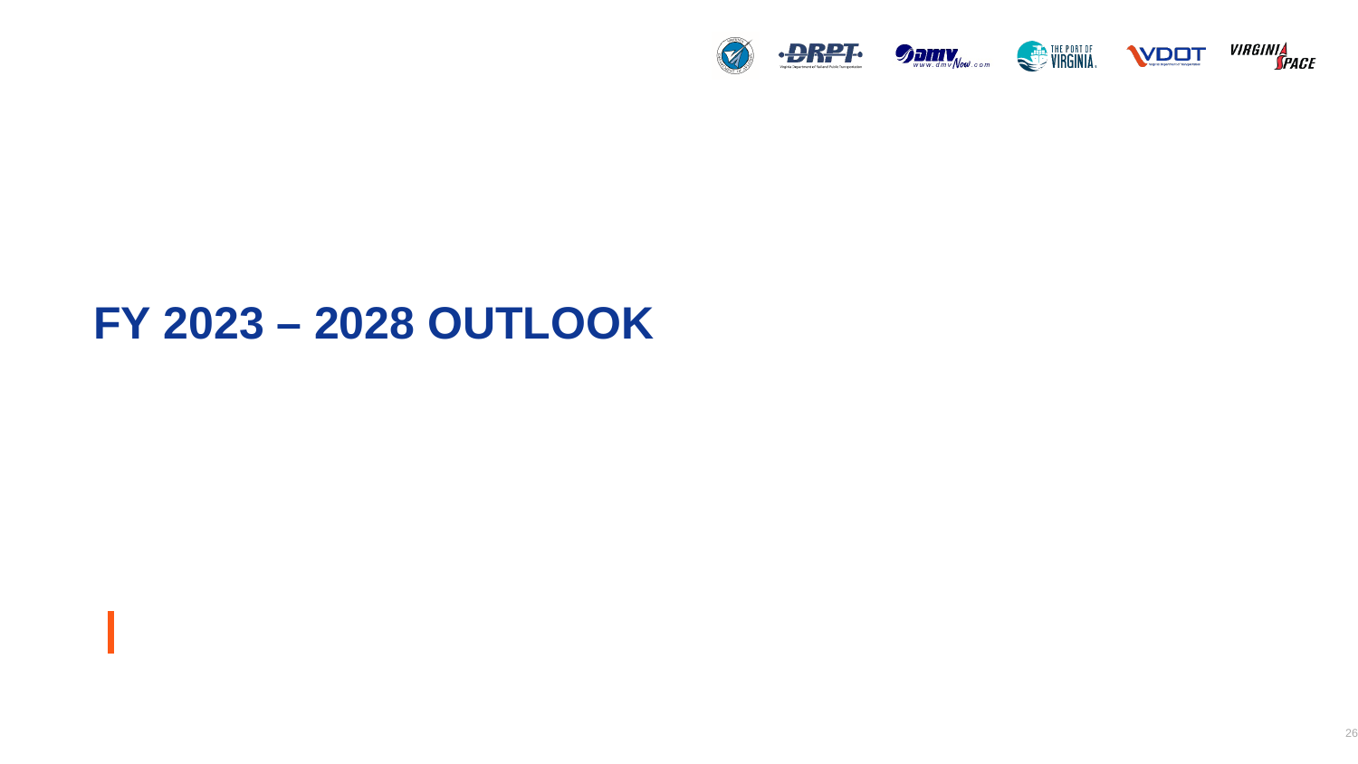# FY 2023 – 2028 OUTLOOK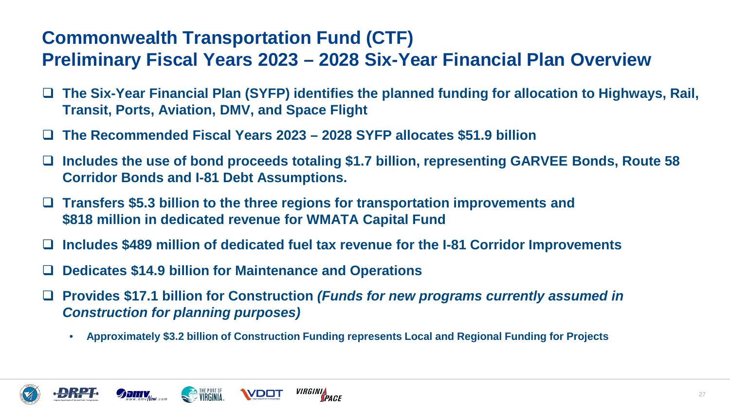# Commonwealth Transportation Fund (CTF)
# Preliminary Fiscal Years 2023 – 2028 Six-Year Financial Plan Overview

- **The Six-Year Financial Plan (SYFP) identifies the planned funding for allocation to Highways, Rail, Transit, Ports, Aviation, DMV, and Space Flight**
- **The Recommended Fiscal Years 2023 – 2028 SYFP allocates $51.9 billion**
- **Includes the use of bond proceeds totaling $1.7 billion, representing GARVEE Bonds, Route 58 Corridor Bonds and I-81 Debt Assumptions.**
- **Transfers $5.3 billion to the three regions for transportation improvements and $818 million in dedicated revenue for WMATA Capital Fund**
- **Includes $489 million of dedicated fuel tax revenue for the I-81 Corridor Improvements**
- **Dedicates $14.9 billion for Maintenance and Operations**
- **Provides $17.1 billion for Construction** ***(Funds for new programs currently assumed in Construction for planning purposes)***
  - **Approximately $3.2 billion of Construction Funding represents Local and Regional Funding for Projects**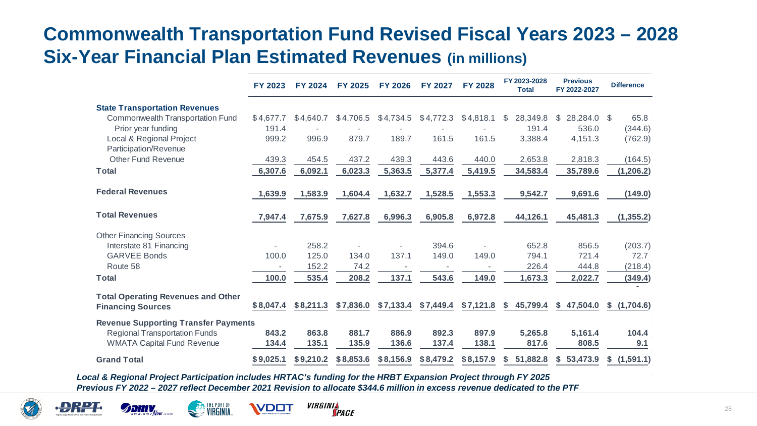# Commonwealth Transportation Fund Revised Fiscal Years 2023 – 2028 Six-Year Financial Plan Estimated Revenues (in millions)

| | FY 2023 | FY 2024 | FY 2025 | FY 2026 | FY 2027 | FY 2028 | FY 2023-2028 Total | Previous FY 2022-2027 | Difference |
|---|---|---|---|---|---|---|---|---|---|
| **State Transportation Revenues** | | | | | | | | | |
| Commonwealth Transportation Fund | $4,677.7 | $4,640.7 | $4,706.5 | $4,734.5 | $4,772.3 | $4,818.1 | $ 28,349.8 | $ 28,284.0 | $ 65.8 |
| Prior year funding | 191.4 | - | - | - | - | - | 191.4 | 536.0 | (344.6) |
| Local & Regional Project Participation/Revenue | 999.2 | 996.9 | 879.7 | 189.7 | 161.5 | 161.5 | 3,388.4 | 4,151.3 | (762.9) |
| Other Fund Revenue | 439.3 | 454.5 | 437.2 | 439.3 | 443.6 | 440.0 | 2,653.8 | 2,818.3 | (164.5) |
| **Total** | **6,307.6** | **6,092.1** | **6,023.3** | **5,363.5** | **5,377.4** | **5,419.5** | **34,583.4** | **35,789.6** | **(1,206.2)** |
| **Federal Revenues** | **1,639.9** | **1,583.9** | **1,604.4** | **1,632.7** | **1,528.5** | **1,553.3** | **9,542.7** | **9,691.6** | **(149.0)** |
| **Total Revenues** | **7,947.4** | **7,675.9** | **7,627.8** | **6,996.3** | **6,905.8** | **6,972.8** | **44,126.1** | **45,481.3** | **(1,355.2)** |
| Other Financing Sources | | | | | | | | | |
| Interstate 81 Financing | - | 258.2 | - | - | 394.6 | - | 652.8 | 856.5 | (203.7) |
| GARVEE Bonds | 100.0 | 125.0 | 134.0 | 137.1 | 149.0 | 149.0 | 794.1 | 721.4 | 72.7 |
| Route 58 | - | 152.2 | 74.2 | - | - | - | 226.4 | 444.8 | (218.4) |
| **Total** | **100.0** | **535.4** | **208.2** | **137.1** | **543.6** | **149.0** | **1,673.3** | **2,022.7** | **(349.4)** |
| **Total Operating Revenues and Other Financing Sources** | **$8,047.4** | **$8,211.3** | **$7,836.0** | **$7,133.4** | **$7,449.4** | **$7,121.8** | **$ 45,799.4** | **$ 47,504.0** | **$ (1,704.6)** |
| **Revenue Supporting Transfer Payments** | | | | | | | | | |
| Regional Transportation Funds | **843.2** | **863.8** | **881.7** | **886.9** | **892.3** | **897.9** | **5,265.8** | **5,161.4** | **104.4** |
| WMATA Capital Fund Revenue | **134.4** | **135.1** | **135.9** | **136.6** | **137.4** | **138.1** | **817.6** | **808.5** | **9.1** |
| **Grand Total** | **$9,025.1** | **$9,210.2** | **$8,853.6** | **$8,156.9** | **$8,479.2** | **$8,157.9** | **$ 51,882.8** | **$ 53,473.9** | **$ (1,591.1)** |

***Local & Regional Project Participation includes HRTAC's funding for the HRBT Expansion Project through FY 2025***

***Previous FY 2022 – 2027 reflect December 2021 Revision to allocate $344.6 million in excess revenue dedicated to the PTF***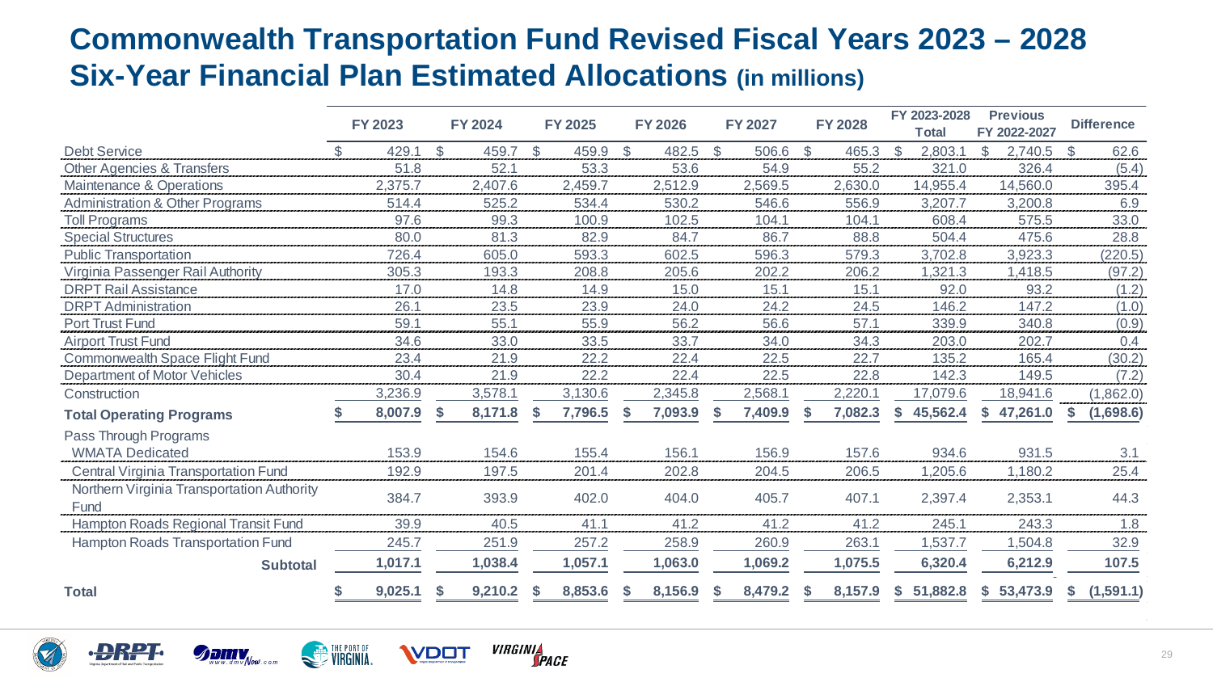# Commonwealth Transportation Fund Revised Fiscal Years 2023 – 2028 Six-Year Financial Plan Estimated Allocations (in millions)

| | FY 2023 | FY 2024 | FY 2025 | FY 2026 | FY 2027 | FY 2028 | FY 2023-2028 Total | Previous FY 2022-2027 | Difference |
|---|---|---|---|---|---|---|---|---|---|
| Debt Service | $ 429.1 | $ 459.7 | $ 459.9 | $ 482.5 | $ 506.6 | $ 465.3 | $ 2,803.1 | $ 2,740.5 | $ 62.6 |
| Other Agencies & Transfers | 51.8 | 52.1 | 53.3 | 53.6 | 54.9 | 55.2 | 321.0 | 326.4 | (5.4) |
| Maintenance & Operations | 2,375.7 | 2,407.6 | 2,459.7 | 2,512.9 | 2,569.5 | 2,630.0 | 14,955.4 | 14,560.0 | 395.4 |
| Administration & Other Programs | 514.4 | 525.2 | 534.4 | 530.2 | 546.6 | 556.9 | 3,207.7 | 3,200.8 | 6.9 |
| Toll Programs | 97.6 | 99.3 | 100.9 | 102.5 | 104.1 | 104.1 | 608.4 | 575.5 | 33.0 |
| Special Structures | 80.0 | 81.3 | 82.9 | 84.7 | 86.7 | 88.8 | 504.4 | 475.6 | 28.8 |
| Public Transportation | 726.4 | 605.0 | 593.3 | 602.5 | 596.3 | 579.3 | 3,702.8 | 3,923.3 | (220.5) |
| Virginia Passenger Rail Authority | 305.3 | 193.3 | 208.8 | 205.6 | 202.2 | 206.2 | 1,321.3 | 1,418.5 | (97.2) |
| DRPT Rail Assistance | 17.0 | 14.8 | 14.9 | 15.0 | 15.1 | 15.1 | 92.0 | 93.2 | (1.2) |
| DRPT Administration | 26.1 | 23.5 | 23.9 | 24.0 | 24.2 | 24.5 | 146.2 | 147.2 | (1.0) |
| Port Trust Fund | 59.1 | 55.1 | 55.9 | 56.2 | 56.6 | 57.1 | 339.9 | 340.8 | (0.9) |
| Airport Trust Fund | 34.6 | 33.0 | 33.5 | 33.7 | 34.0 | 34.3 | 203.0 | 202.7 | 0.4 |
| Commonwealth Space Flight Fund | 23.4 | 21.9 | 22.2 | 22.4 | 22.5 | 22.7 | 135.2 | 165.4 | (30.2) |
| Department of Motor Vehicles | 30.4 | 21.9 | 22.2 | 22.4 | 22.5 | 22.8 | 142.3 | 149.5 | (7.2) |
| Construction | 3,236.9 | 3,578.1 | 3,130.6 | 2,345.8 | 2,568.1 | 2,220.1 | 17,079.6 | 18,941.6 | (1,862.0) |
| **Total Operating Programs** | **$ 8,007.9** | **$ 8,171.8** | **$ 7,796.5** | **$ 7,093.9** | **$ 7,409.9** | **$ 7,082.3** | **$ 45,562.4** | **$ 47,261.0** | **$ (1,698.6)** |
| Pass Through Programs | | | | | | | | | |
| WMATA Dedicated | 153.9 | 154.6 | 155.4 | 156.1 | 156.9 | 157.6 | 934.6 | 931.5 | 3.1 |
| Central Virginia Transportation Fund | 192.9 | 197.5 | 201.4 | 202.8 | 204.5 | 206.5 | 1,205.6 | 1,180.2 | 25.4 |
| Northern Virginia Transportation Authority Fund | 384.7 | 393.9 | 402.0 | 404.0 | 405.7 | 407.1 | 2,397.4 | 2,353.1 | 44.3 |
| Hampton Roads Regional Transit Fund | 39.9 | 40.5 | 41.1 | 41.2 | 41.2 | 41.2 | 245.1 | 243.3 | 1.8 |
| Hampton Roads Transportation Fund | 245.7 | 251.9 | 257.2 | 258.9 | 260.9 | 263.1 | 1,537.7 | 1,504.8 | 32.9 |
| **Subtotal** | **1,017.1** | **1,038.4** | **1,057.1** | **1,063.0** | **1,069.2** | **1,075.5** | **6,320.4** | **6,212.9** | **107.5** |
| **Total** | **$ 9,025.1** | **$ 9,210.2** | **$ 8,853.6** | **$ 8,156.9** | **$ 8,479.2** | **$ 8,157.9** | **$ 51,882.8** | **$ 53,473.9** | **$ (1,591.1)** |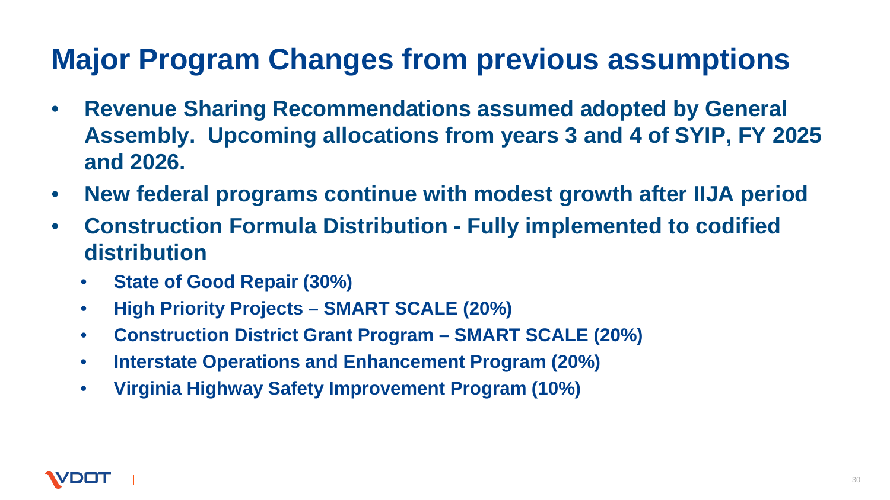# Major Program Changes from previous assumptions

- **Revenue Sharing Recommendations assumed adopted by General Assembly. Upcoming allocations from years 3 and 4 of SYIP, FY 2025 and 2026.**
- **New federal programs continue with modest growth after IIJA period**
- **Construction Formula Distribution - Fully implemented to codified distribution**
  - **State of Good Repair (30%)**
  - **High Priority Projects – SMART SCALE (20%)**
  - **Construction District Grant Program – SMART SCALE (20%)**
  - **Interstate Operations and Enhancement Program (20%)**
  - **Virginia Highway Safety Improvement Program (10%)**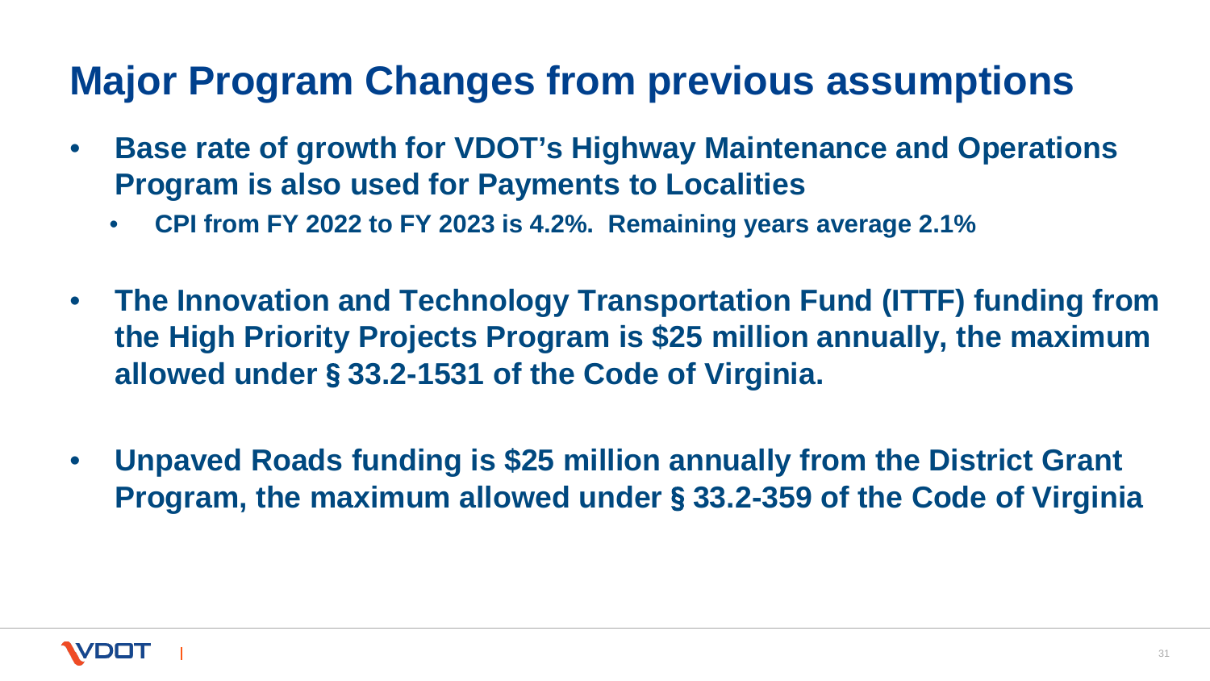# Major Program Changes from previous assumptions

- **Base rate of growth for VDOT's Highway Maintenance and Operations Program is also used for Payments to Localities**
  - **CPI from FY 2022 to FY 2023 is 4.2%. Remaining years average 2.1%**
- **The Innovation and Technology Transportation Fund (ITTF) funding from the High Priority Projects Program is $25 million annually, the maximum allowed under § 33.2-1531 of the Code of Virginia.**
- **Unpaved Roads funding is $25 million annually from the District Grant Program, the maximum allowed under § 33.2-359 of the Code of Virginia**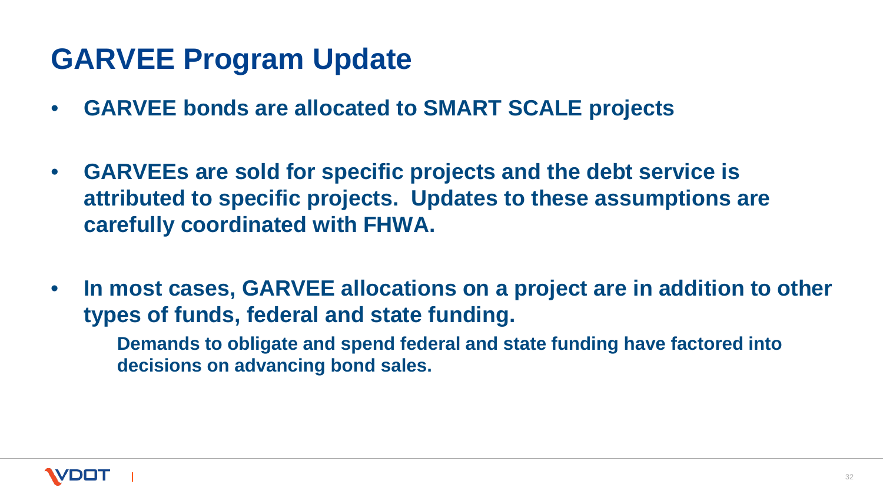# GARVEE Program Update

- **GARVEE bonds are allocated to SMART SCALE projects**
- **GARVEEs are sold for specific projects and the debt service is attributed to specific projects. Updates to these assumptions are carefully coordinated with FHWA.**
- **In most cases, GARVEE allocations on a project are in addition to other types of funds, federal and state funding.**

  **Demands to obligate and spend federal and state funding have factored into decisions on advancing bond sales.**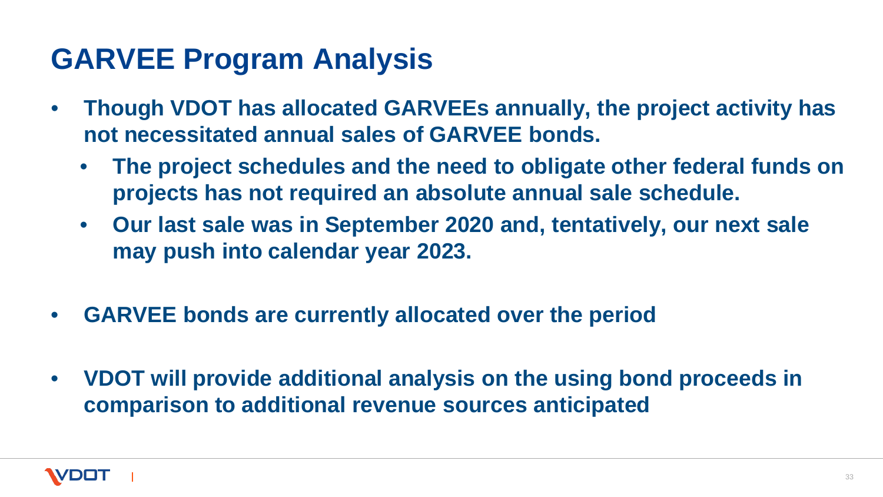# GARVEE Program Analysis

- **Though VDOT has allocated GARVEEs annually, the project activity has not necessitated annual sales of GARVEE bonds.**
  - **The project schedules and the need to obligate other federal funds on projects has not required an absolute annual sale schedule.**
  - **Our last sale was in September 2020 and, tentatively, our next sale may push into calendar year 2023.**
- **GARVEE bonds are currently allocated over the period**
- **VDOT will provide additional analysis on the using bond proceeds in comparison to additional revenue sources anticipated**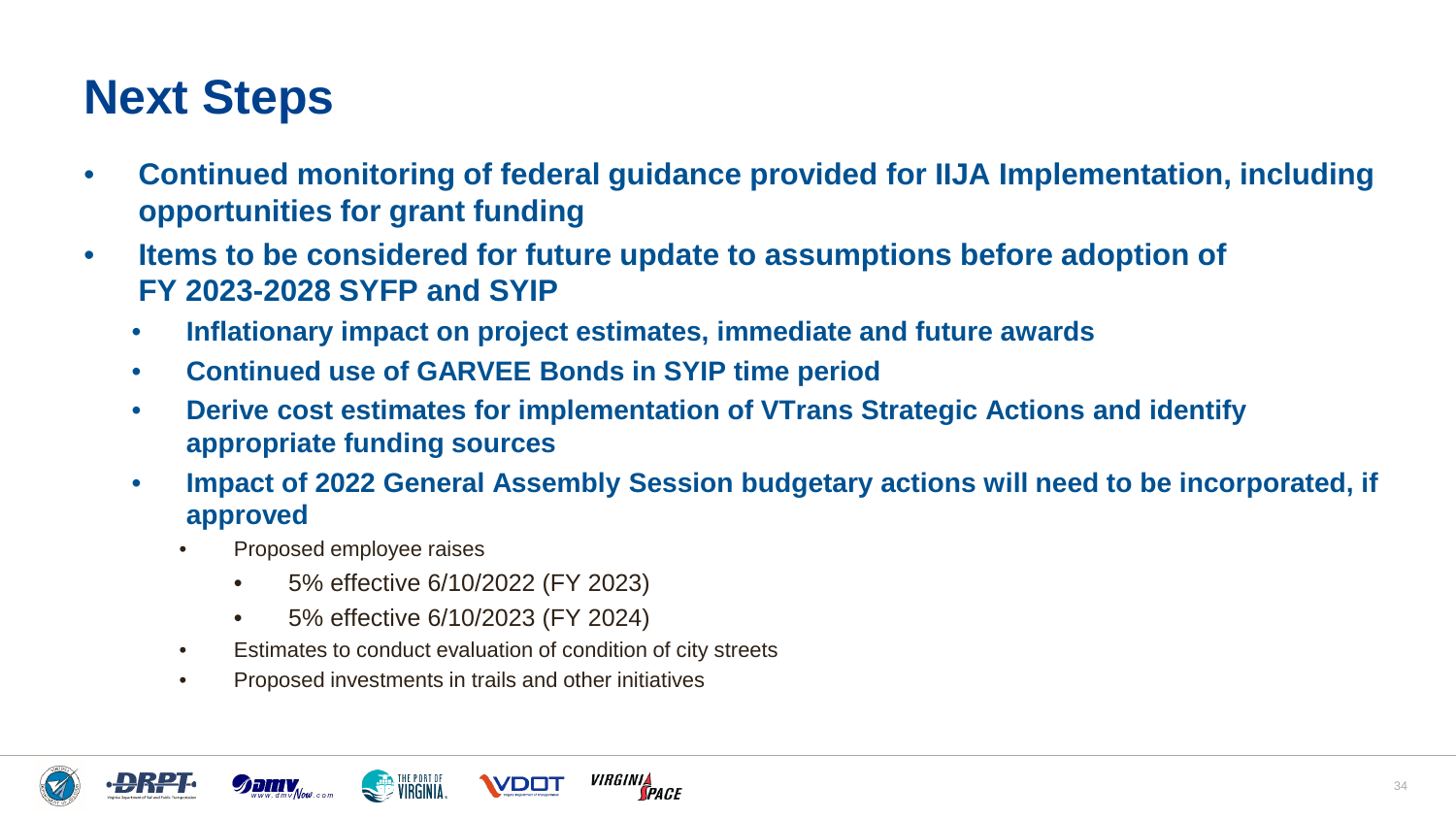# Next Steps

- **Continued monitoring of federal guidance provided for IIJA Implementation, including opportunities for grant funding**
- **Items to be considered for future update to assumptions before adoption of FY 2023-2028 SYFP and SYIP**
  - **Inflationary impact on project estimates, immediate and future awards**
  - **Continued use of GARVEE Bonds in SYIP time period**
  - **Derive cost estimates for implementation of VTrans Strategic Actions and identify appropriate funding sources**
  - **Impact of 2022 General Assembly Session budgetary actions will need to be incorporated, if approved**
    - Proposed employee raises
      - 5% effective 6/10/2022 (FY 2023)
      - 5% effective 6/10/2023 (FY 2024)
    - Estimates to conduct evaluation of condition of city streets
    - Proposed investments in trails and other initiatives